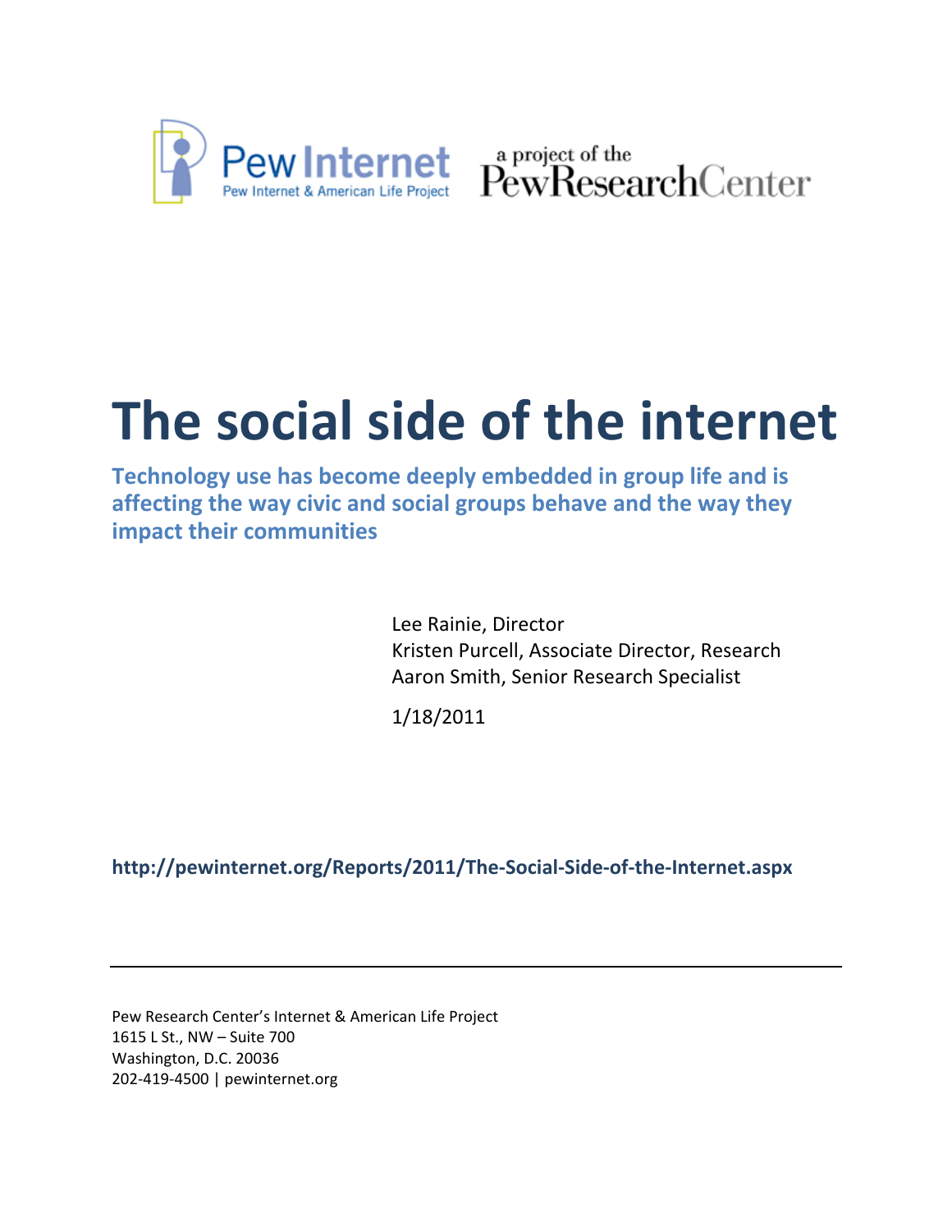Pew Internet
Pew Internet & American Life Project

a project of the PewResearchCenter

# The social side of the internet

**Technology use has become deeply embedded in group life and is affecting the way civic and social groups behave and the way they impact their communities**

Lee Rainie, Director
Kristen Purcell, Associate Director, Research
Aaron Smith, Senior Research Specialist

1/18/2011

**http://pewinternet.org/Reports/2011/The-Social-Side-of-the-Internet.aspx**

---

Pew Research Center's Internet & American Life Project
1615 L St., NW – Suite 700
Washington, D.C. 20036
202-419-4500 | pewinternet.org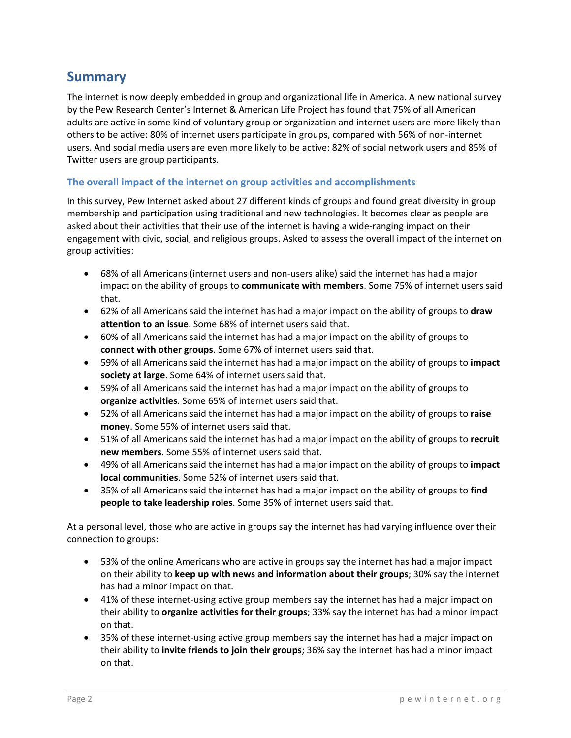## Summary

The internet is now deeply embedded in group and organizational life in America. A new national survey by the Pew Research Center's Internet & American Life Project has found that 75% of all American adults are active in some kind of voluntary group or organization and internet users are more likely than others to be active: 80% of internet users participate in groups, compared with 56% of non-internet users. And social media users are even more likely to be active: 82% of social network users and 85% of Twitter users are group participants.

### The overall impact of the internet on group activities and accomplishments

In this survey, Pew Internet asked about 27 different kinds of groups and found great diversity in group membership and participation using traditional and new technologies. It becomes clear as people are asked about their activities that their use of the internet is having a wide-ranging impact on their engagement with civic, social, and religious groups. Asked to assess the overall impact of the internet on group activities:

- 68% of all Americans (internet users and non-users alike) said the internet has had a major impact on the ability of groups to **communicate with members**. Some 75% of internet users said that.
- 62% of all Americans said the internet has had a major impact on the ability of groups to **draw attention to an issue**. Some 68% of internet users said that.
- 60% of all Americans said the internet has had a major impact on the ability of groups to **connect with other groups**. Some 67% of internet users said that.
- 59% of all Americans said the internet has had a major impact on the ability of groups to **impact society at large**. Some 64% of internet users said that.
- 59% of all Americans said the internet has had a major impact on the ability of groups to **organize activities**. Some 65% of internet users said that.
- 52% of all Americans said the internet has had a major impact on the ability of groups to **raise money**. Some 55% of internet users said that.
- 51% of all Americans said the internet has had a major impact on the ability of groups to **recruit new members**. Some 55% of internet users said that.
- 49% of all Americans said the internet has had a major impact on the ability of groups to **impact local communities**. Some 52% of internet users said that.
- 35% of all Americans said the internet has had a major impact on the ability of groups to **find people to take leadership roles**. Some 35% of internet users said that.

At a personal level, those who are active in groups say the internet has had varying influence over their connection to groups:

- 53% of the online Americans who are active in groups say the internet has had a major impact on their ability to **keep up with news and information about their groups**; 30% say the internet has had a minor impact on that.
- 41% of these internet-using active group members say the internet has had a major impact on their ability to **organize activities for their groups**; 33% say the internet has had a minor impact on that.
- 35% of these internet-using active group members say the internet has had a major impact on their ability to **invite friends to join their groups**; 36% say the internet has had a minor impact on that.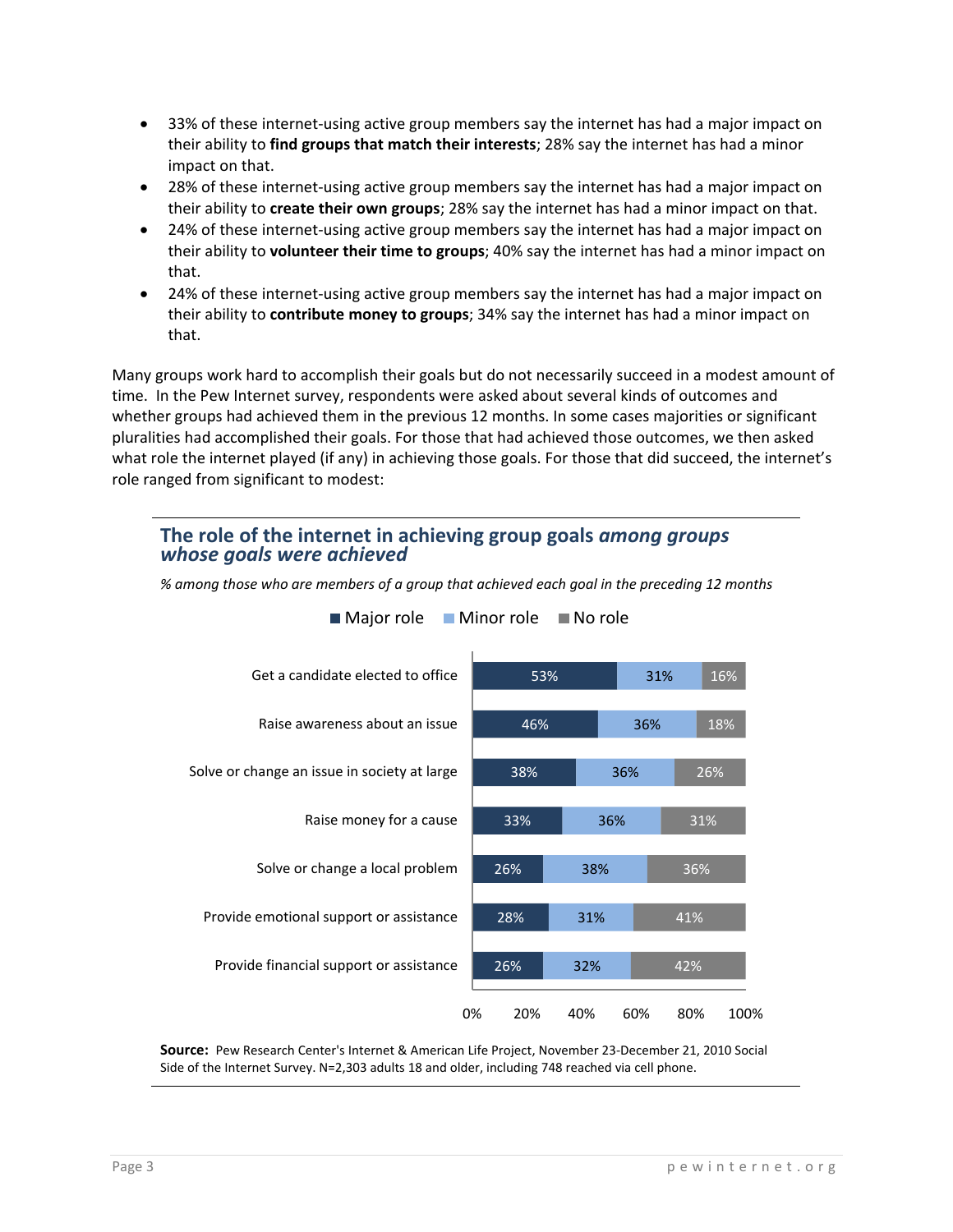- 33% of these internet-using active group members say the internet has had a major impact on their ability to **find groups that match their interests**; 28% say the internet has had a minor impact on that.
- 28% of these internet-using active group members say the internet has had a major impact on their ability to **create their own groups**; 28% say the internet has had a minor impact on that.
- 24% of these internet-using active group members say the internet has had a major impact on their ability to **volunteer their time to groups**; 40% say the internet has had a minor impact on that.
- 24% of these internet-using active group members say the internet has had a major impact on their ability to **contribute money to groups**; 34% say the internet has had a minor impact on that.

Many groups work hard to accomplish their goals but do not necessarily succeed in a modest amount of time. In the Pew Internet survey, respondents were asked about several kinds of outcomes and whether groups had achieved them in the previous 12 months. In some cases majorities or significant pluralities had accomplished their goals. For those that had achieved those outcomes, we then asked what role the internet played (if any) in achieving those goals. For those that did succeed, the internet's role ranged from significant to modest:

### The role of the internet in achieving group goals *among groups whose goals were achieved*

*% among those who are members of a group that achieved each goal in the preceding 12 months*

| | Major role | Minor role | No role |
|---|---|---|---|
| Get a candidate elected to office | 53% | 31% | 16% |
| Raise awareness about an issue | 46% | 36% | 18% |
| Solve or change an issue in society at large | 38% | 36% | 26% |
| Raise money for a cause | 33% | 36% | 31% |
| Solve or change a local problem | 26% | 38% | 36% |
| Provide emotional support or assistance | 28% | 31% | 41% |
| Provide financial support or assistance | 26% | 32% | 42% |

**Source:** Pew Research Center's Internet & American Life Project, November 23-December 21, 2010 Social Side of the Internet Survey. N=2,303 adults 18 and older, including 748 reached via cell phone.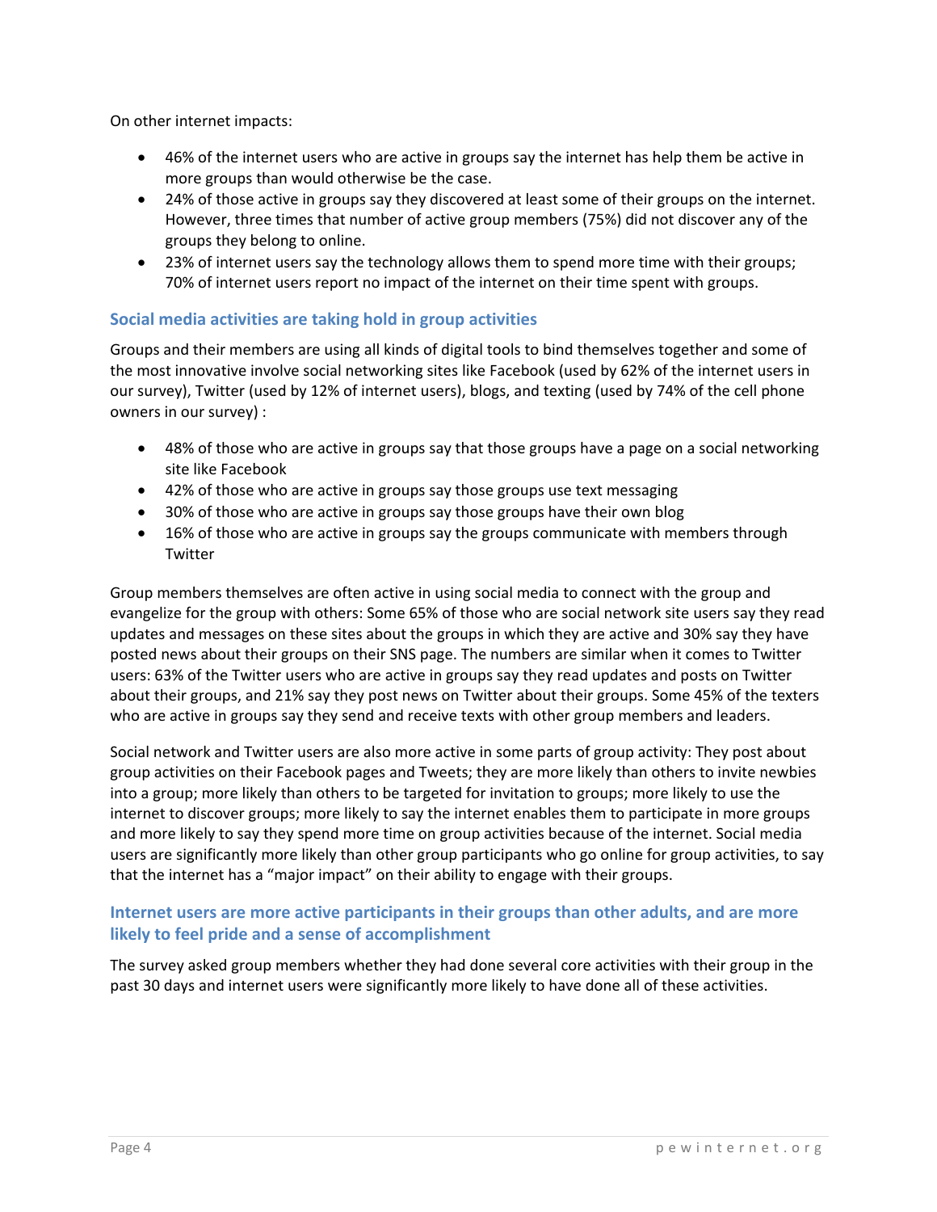On other internet impacts:

- 46% of the internet users who are active in groups say the internet has help them be active in more groups than would otherwise be the case.
- 24% of those active in groups say they discovered at least some of their groups on the internet. However, three times that number of active group members (75%) did not discover any of the groups they belong to online.
- 23% of internet users say the technology allows them to spend more time with their groups; 70% of internet users report no impact of the internet on their time spent with groups.

### Social media activities are taking hold in group activities

Groups and their members are using all kinds of digital tools to bind themselves together and some of the most innovative involve social networking sites like Facebook (used by 62% of the internet users in our survey), Twitter (used by 12% of internet users), blogs, and texting (used by 74% of the cell phone owners in our survey) :

- 48% of those who are active in groups say that those groups have a page on a social networking site like Facebook
- 42% of those who are active in groups say those groups use text messaging
- 30% of those who are active in groups say those groups have their own blog
- 16% of those who are active in groups say the groups communicate with members through Twitter

Group members themselves are often active in using social media to connect with the group and evangelize for the group with others: Some 65% of those who are social network site users say they read updates and messages on these sites about the groups in which they are active and 30% say they have posted news about their groups on their SNS page. The numbers are similar when it comes to Twitter users: 63% of the Twitter users who are active in groups say they read updates and posts on Twitter about their groups, and 21% say they post news on Twitter about their groups. Some 45% of the texters who are active in groups say they send and receive texts with other group members and leaders.

Social network and Twitter users are also more active in some parts of group activity: They post about group activities on their Facebook pages and Tweets; they are more likely than others to invite newbies into a group; more likely than others to be targeted for invitation to groups; more likely to use the internet to discover groups; more likely to say the internet enables them to participate in more groups and more likely to say they spend more time on group activities because of the internet. Social media users are significantly more likely than other group participants who go online for group activities, to say that the internet has a "major impact" on their ability to engage with their groups.

### Internet users are more active participants in their groups than other adults, and are more likely to feel pride and a sense of accomplishment

The survey asked group members whether they had done several core activities with their group in the past 30 days and internet users were significantly more likely to have done all of these activities.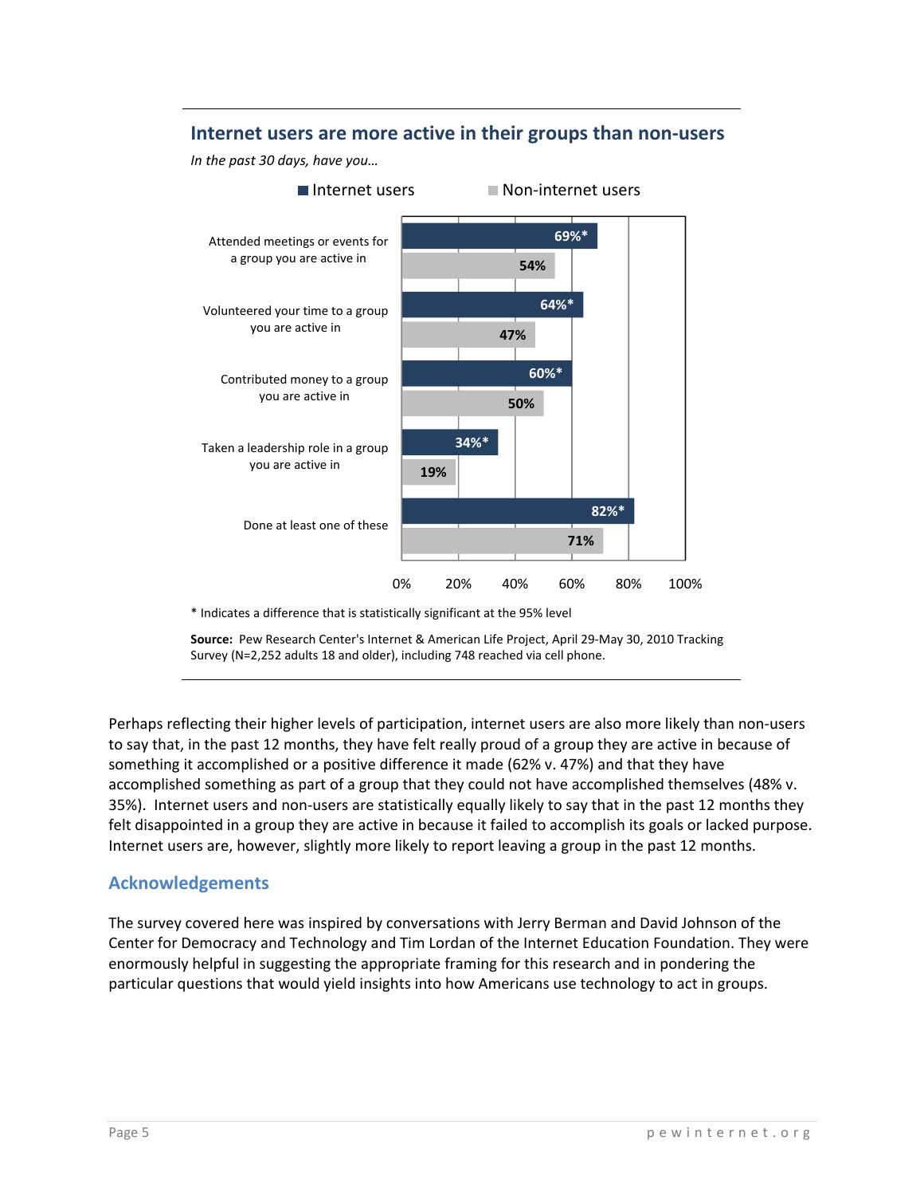### Internet users are more active in their groups than non-users

*In the past 30 days, have you…*

| | Internet users | Non-internet users |
|---|---|---|
| Attended meetings or events for a group you are active in | 69%* | 54% |
| Volunteered your time to a group you are active in | 64%* | 47% |
| Contributed money to a group you are active in | 60%* | 50% |
| Taken a leadership role in a group you are active in | 34%* | 19% |
| Done at least one of these | 82%* | 71% |

* Indicates a difference that is statistically significant at the 95% level

**Source:** Pew Research Center's Internet & American Life Project, April 29-May 30, 2010 Tracking Survey (N=2,252 adults 18 and older), including 748 reached via cell phone.

Perhaps reflecting their higher levels of participation, internet users are also more likely than non-users to say that, in the past 12 months, they have felt really proud of a group they are active in because of something it accomplished or a positive difference it made (62% v. 47%) and that they have accomplished something as part of a group that they could not have accomplished themselves (48% v. 35%). Internet users and non-users are statistically equally likely to say that in the past 12 months they felt disappointed in a group they are active in because it failed to accomplish its goals or lacked purpose. Internet users are, however, slightly more likely to report leaving a group in the past 12 months.

## Acknowledgements

The survey covered here was inspired by conversations with Jerry Berman and David Johnson of the Center for Democracy and Technology and Tim Lordan of the Internet Education Foundation. They were enormously helpful in suggesting the appropriate framing for this research and in pondering the particular questions that would yield insights into how Americans use technology to act in groups.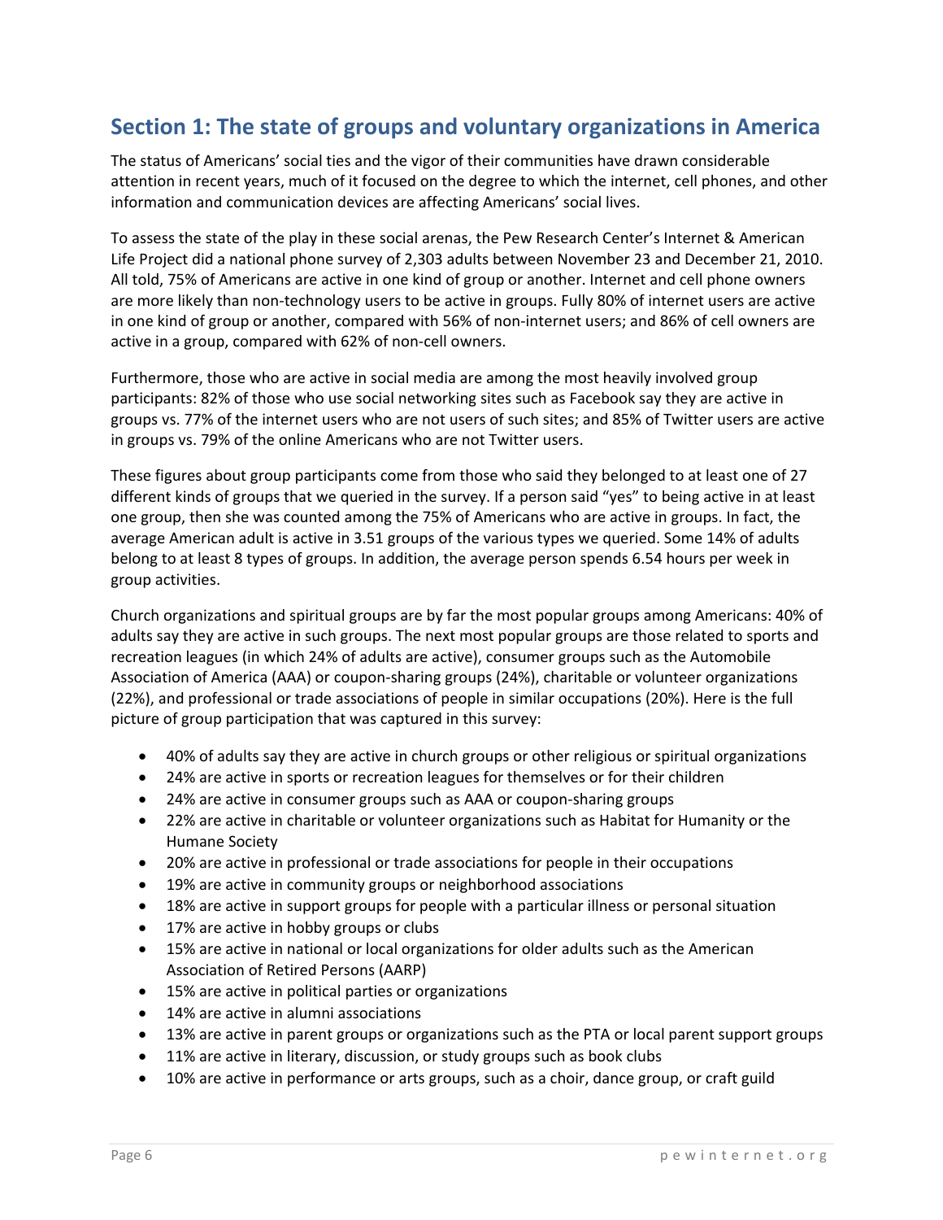## Section 1: The state of groups and voluntary organizations in America

The status of Americans' social ties and the vigor of their communities have drawn considerable attention in recent years, much of it focused on the degree to which the internet, cell phones, and other information and communication devices are affecting Americans' social lives.

To assess the state of the play in these social arenas, the Pew Research Center's Internet & American Life Project did a national phone survey of 2,303 adults between November 23 and December 21, 2010. All told, 75% of Americans are active in one kind of group or another. Internet and cell phone owners are more likely than non-technology users to be active in groups. Fully 80% of internet users are active in one kind of group or another, compared with 56% of non-internet users; and 86% of cell owners are active in a group, compared with 62% of non-cell owners.

Furthermore, those who are active in social media are among the most heavily involved group participants: 82% of those who use social networking sites such as Facebook say they are active in groups vs. 77% of the internet users who are not users of such sites; and 85% of Twitter users are active in groups vs. 79% of the online Americans who are not Twitter users.

These figures about group participants come from those who said they belonged to at least one of 27 different kinds of groups that we queried in the survey. If a person said "yes" to being active in at least one group, then she was counted among the 75% of Americans who are active in groups. In fact, the average American adult is active in 3.51 groups of the various types we queried. Some 14% of adults belong to at least 8 types of groups. In addition, the average person spends 6.54 hours per week in group activities.

Church organizations and spiritual groups are by far the most popular groups among Americans: 40% of adults say they are active in such groups. The next most popular groups are those related to sports and recreation leagues (in which 24% of adults are active), consumer groups such as the Automobile Association of America (AAA) or coupon-sharing groups (24%), charitable or volunteer organizations (22%), and professional or trade associations of people in similar occupations (20%). Here is the full picture of group participation that was captured in this survey:

- 40% of adults say they are active in church groups or other religious or spiritual organizations
- 24% are active in sports or recreation leagues for themselves or for their children
- 24% are active in consumer groups such as AAA or coupon-sharing groups
- 22% are active in charitable or volunteer organizations such as Habitat for Humanity or the Humane Society
- 20% are active in professional or trade associations for people in their occupations
- 19% are active in community groups or neighborhood associations
- 18% are active in support groups for people with a particular illness or personal situation
- 17% are active in hobby groups or clubs
- 15% are active in national or local organizations for older adults such as the American Association of Retired Persons (AARP)
- 15% are active in political parties or organizations
- 14% are active in alumni associations
- 13% are active in parent groups or organizations such as the PTA or local parent support groups
- 11% are active in literary, discussion, or study groups such as book clubs
- 10% are active in performance or arts groups, such as a choir, dance group, or craft guild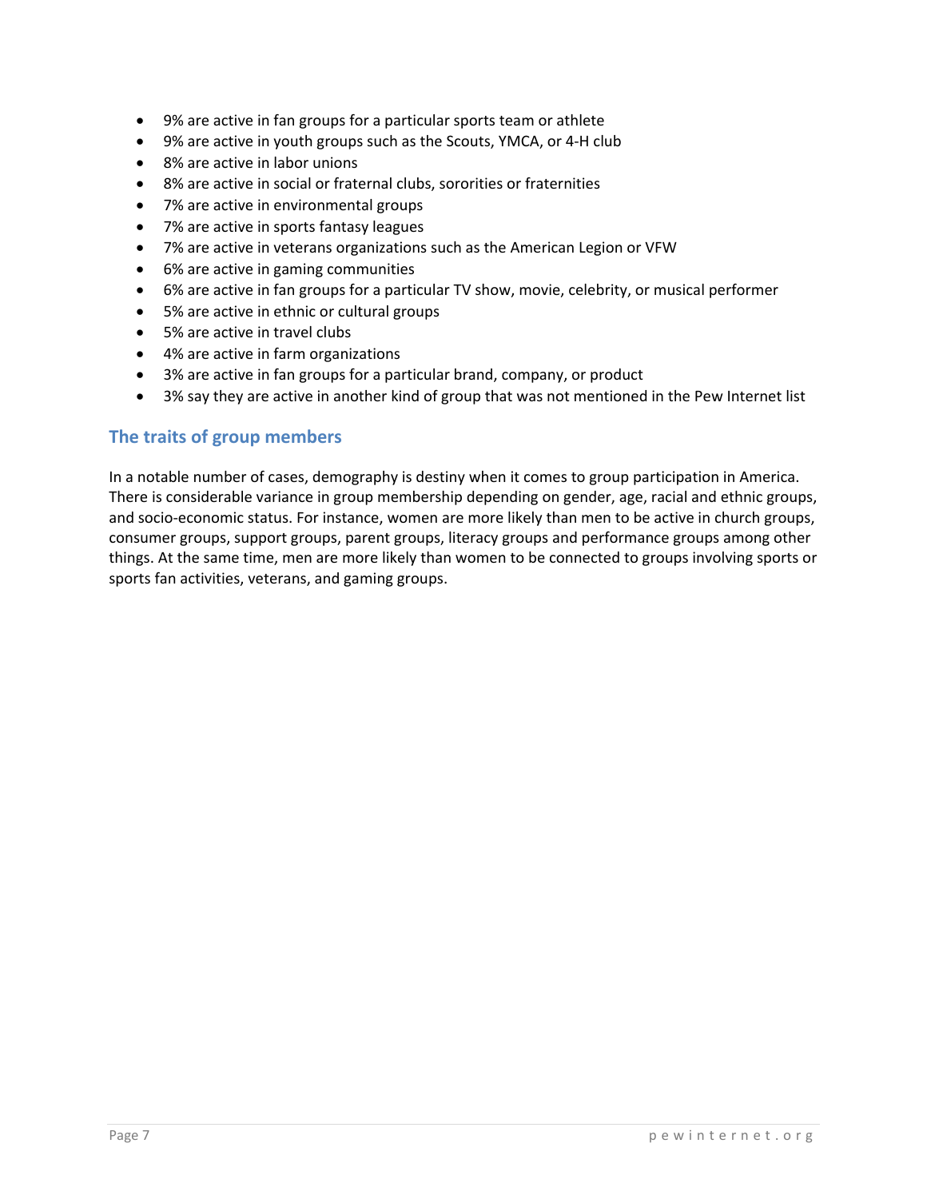- 9% are active in fan groups for a particular sports team or athlete
- 9% are active in youth groups such as the Scouts, YMCA, or 4-H club
- 8% are active in labor unions
- 8% are active in social or fraternal clubs, sororities or fraternities
- 7% are active in environmental groups
- 7% are active in sports fantasy leagues
- 7% are active in veterans organizations such as the American Legion or VFW
- 6% are active in gaming communities
- 6% are active in fan groups for a particular TV show, movie, celebrity, or musical performer
- 5% are active in ethnic or cultural groups
- 5% are active in travel clubs
- 4% are active in farm organizations
- 3% are active in fan groups for a particular brand, company, or product
- 3% say they are active in another kind of group that was not mentioned in the Pew Internet list

## The traits of group members

In a notable number of cases, demography is destiny when it comes to group participation in America. There is considerable variance in group membership depending on gender, age, racial and ethnic groups, and socio-economic status. For instance, women are more likely than men to be active in church groups, consumer groups, support groups, parent groups, literacy groups and performance groups among other things. At the same time, men are more likely than women to be connected to groups involving sports or sports fan activities, veterans, and gaming groups.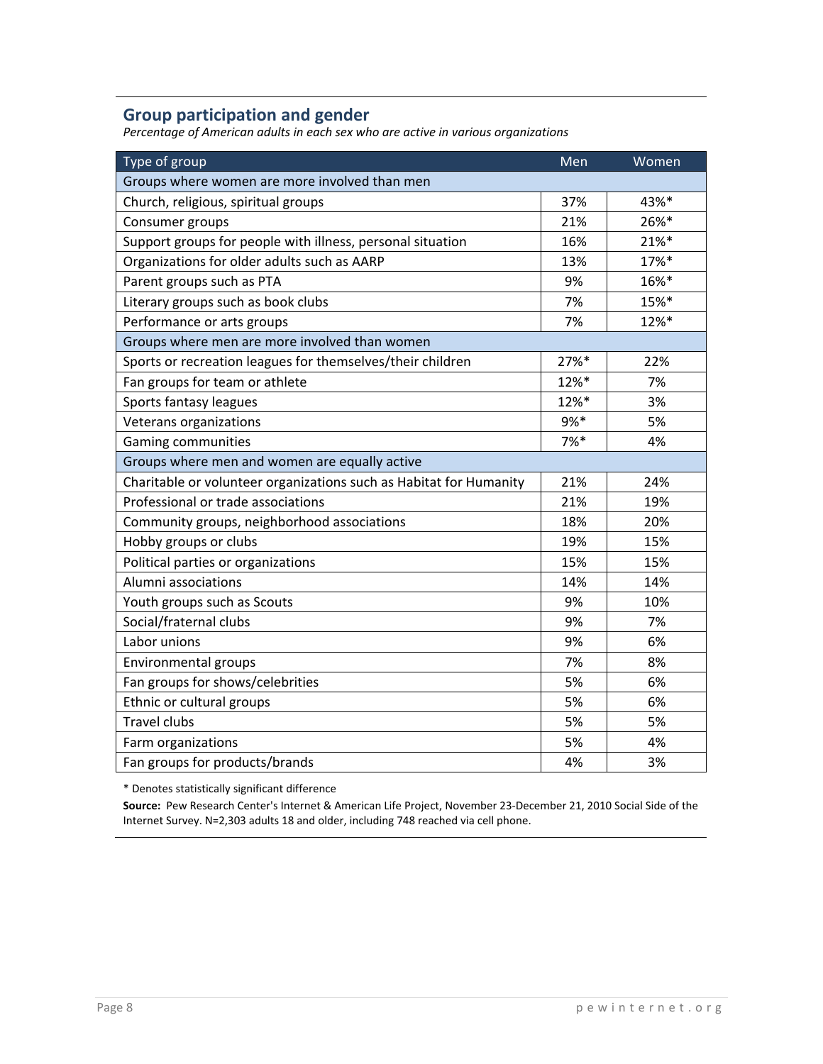## Group participation and gender

*Percentage of American adults in each sex who are active in various organizations*

| Type of group | Men | Women |
|---|---|---|
| Groups where women are more involved than men | | |
| Church, religious, spiritual groups | 37% | 43%* |
| Consumer groups | 21% | 26%* |
| Support groups for people with illness, personal situation | 16% | 21%* |
| Organizations for older adults such as AARP | 13% | 17%* |
| Parent groups such as PTA | 9% | 16%* |
| Literary groups such as book clubs | 7% | 15%* |
| Performance or arts groups | 7% | 12%* |
| Groups where men are more involved than women | | |
| Sports or recreation leagues for themselves/their children | 27%* | 22% |
| Fan groups for team or athlete | 12%* | 7% |
| Sports fantasy leagues | 12%* | 3% |
| Veterans organizations | 9%* | 5% |
| Gaming communities | 7%* | 4% |
| Groups where men and women are equally active | | |
| Charitable or volunteer organizations such as Habitat for Humanity | 21% | 24% |
| Professional or trade associations | 21% | 19% |
| Community groups, neighborhood associations | 18% | 20% |
| Hobby groups or clubs | 19% | 15% |
| Political parties or organizations | 15% | 15% |
| Alumni associations | 14% | 14% |
| Youth groups such as Scouts | 9% | 10% |
| Social/fraternal clubs | 9% | 7% |
| Labor unions | 9% | 6% |
| Environmental groups | 7% | 8% |
| Fan groups for shows/celebrities | 5% | 6% |
| Ethnic or cultural groups | 5% | 6% |
| Travel clubs | 5% | 5% |
| Farm organizations | 5% | 4% |
| Fan groups for products/brands | 4% | 3% |

* Denotes statistically significant difference

**Source:** Pew Research Center's Internet & American Life Project, November 23-December 21, 2010 Social Side of the Internet Survey. N=2,303 adults 18 and older, including 748 reached via cell phone.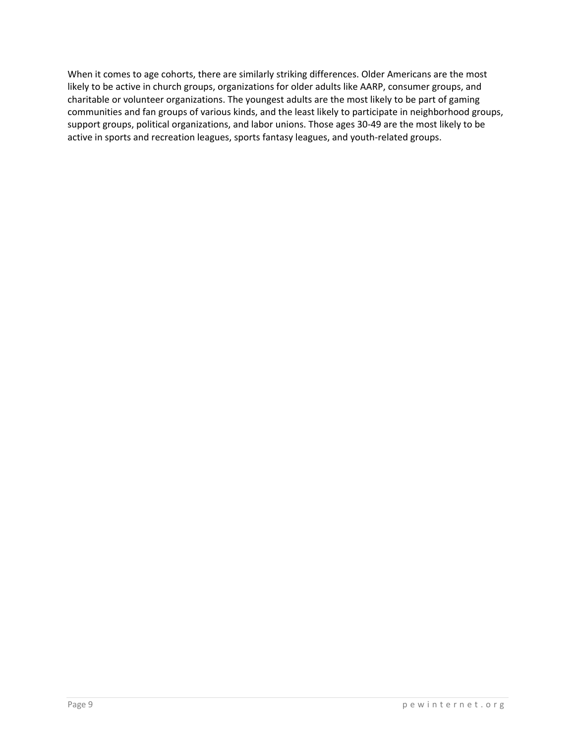When it comes to age cohorts, there are similarly striking differences. Older Americans are the most likely to be active in church groups, organizations for older adults like AARP, consumer groups, and charitable or volunteer organizations. The youngest adults are the most likely to be part of gaming communities and fan groups of various kinds, and the least likely to participate in neighborhood groups, support groups, political organizations, and labor unions. Those ages 30-49 are the most likely to be active in sports and recreation leagues, sports fantasy leagues, and youth-related groups.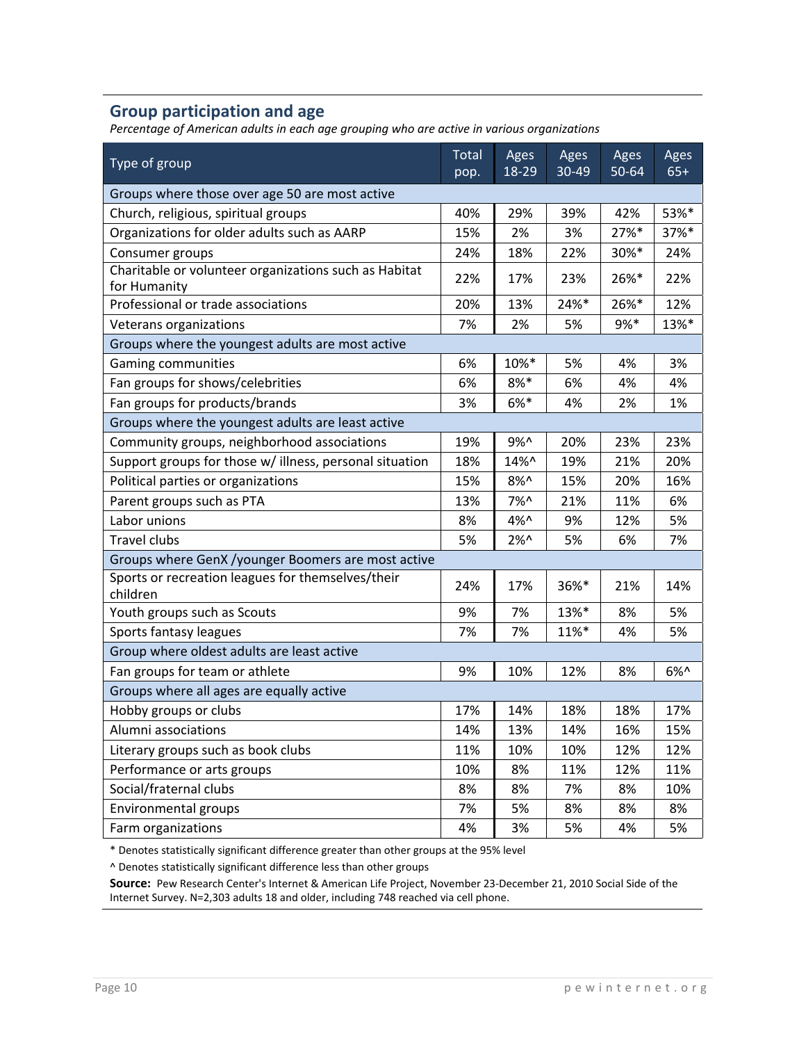## Group participation and age

*Percentage of American adults in each age grouping who are active in various organizations*

| Type of group | Total pop. | Ages 18-29 | Ages 30-49 | Ages 50-64 | Ages 65+ |
|---|---|---|---|---|---|
| Groups where those over age 50 are most active | | | | | |
| Church, religious, spiritual groups | 40% | 29% | 39% | 42% | 53%* |
| Organizations for older adults such as AARP | 15% | 2% | 3% | 27%* | 37%* |
| Consumer groups | 24% | 18% | 22% | 30%* | 24% |
| Charitable or volunteer organizations such as Habitat for Humanity | 22% | 17% | 23% | 26%* | 22% |
| Professional or trade associations | 20% | 13% | 24%* | 26%* | 12% |
| Veterans organizations | 7% | 2% | 5% | 9%* | 13%* |
| Groups where the youngest adults are most active | | | | | |
| Gaming communities | 6% | 10%* | 5% | 4% | 3% |
| Fan groups for shows/celebrities | 6% | 8%* | 6% | 4% | 4% |
| Fan groups for products/brands | 3% | 6%* | 4% | 2% | 1% |
| Groups where the youngest adults are least active | | | | | |
| Community groups, neighborhood associations | 19% | 9%^ | 20% | 23% | 23% |
| Support groups for those w/ illness, personal situation | 18% | 14%^ | 19% | 21% | 20% |
| Political parties or organizations | 15% | 8%^ | 15% | 20% | 16% |
| Parent groups such as PTA | 13% | 7%^ | 21% | 11% | 6% |
| Labor unions | 8% | 4%^ | 9% | 12% | 5% |
| Travel clubs | 5% | 2%^ | 5% | 6% | 7% |
| Groups where GenX /younger Boomers are most active | | | | | |
| Sports or recreation leagues for themselves/their children | 24% | 17% | 36%* | 21% | 14% |
| Youth groups such as Scouts | 9% | 7% | 13%* | 8% | 5% |
| Sports fantasy leagues | 7% | 7% | 11%* | 4% | 5% |
| Group where oldest adults are least active | | | | | |
| Fan groups for team or athlete | 9% | 10% | 12% | 8% | 6%^ |
| Groups where all ages are equally active | | | | | |
| Hobby groups or clubs | 17% | 14% | 18% | 18% | 17% |
| Alumni associations | 14% | 13% | 14% | 16% | 15% |
| Literary groups such as book clubs | 11% | 10% | 10% | 12% | 12% |
| Performance or arts groups | 10% | 8% | 11% | 12% | 11% |
| Social/fraternal clubs | 8% | 8% | 7% | 8% | 10% |
| Environmental groups | 7% | 5% | 8% | 8% | 8% |
| Farm organizations | 4% | 3% | 5% | 4% | 5% |

* Denotes statistically significant difference greater than other groups at the 95% level

^ Denotes statistically significant difference less than other groups

**Source:** Pew Research Center's Internet & American Life Project, November 23-December 21, 2010 Social Side of the Internet Survey. N=2,303 adults 18 and older, including 748 reached via cell phone.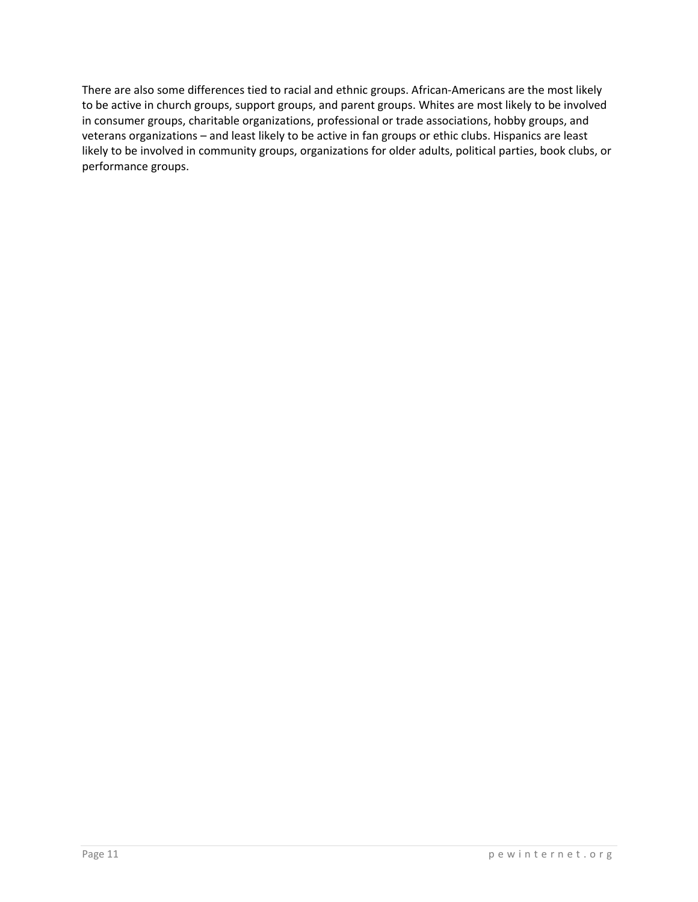There are also some differences tied to racial and ethnic groups. African-Americans are the most likely to be active in church groups, support groups, and parent groups. Whites are most likely to be involved in consumer groups, charitable organizations, professional or trade associations, hobby groups, and veterans organizations – and least likely to be active in fan groups or ethic clubs. Hispanics are least likely to be involved in community groups, organizations for older adults, political parties, book clubs, or performance groups.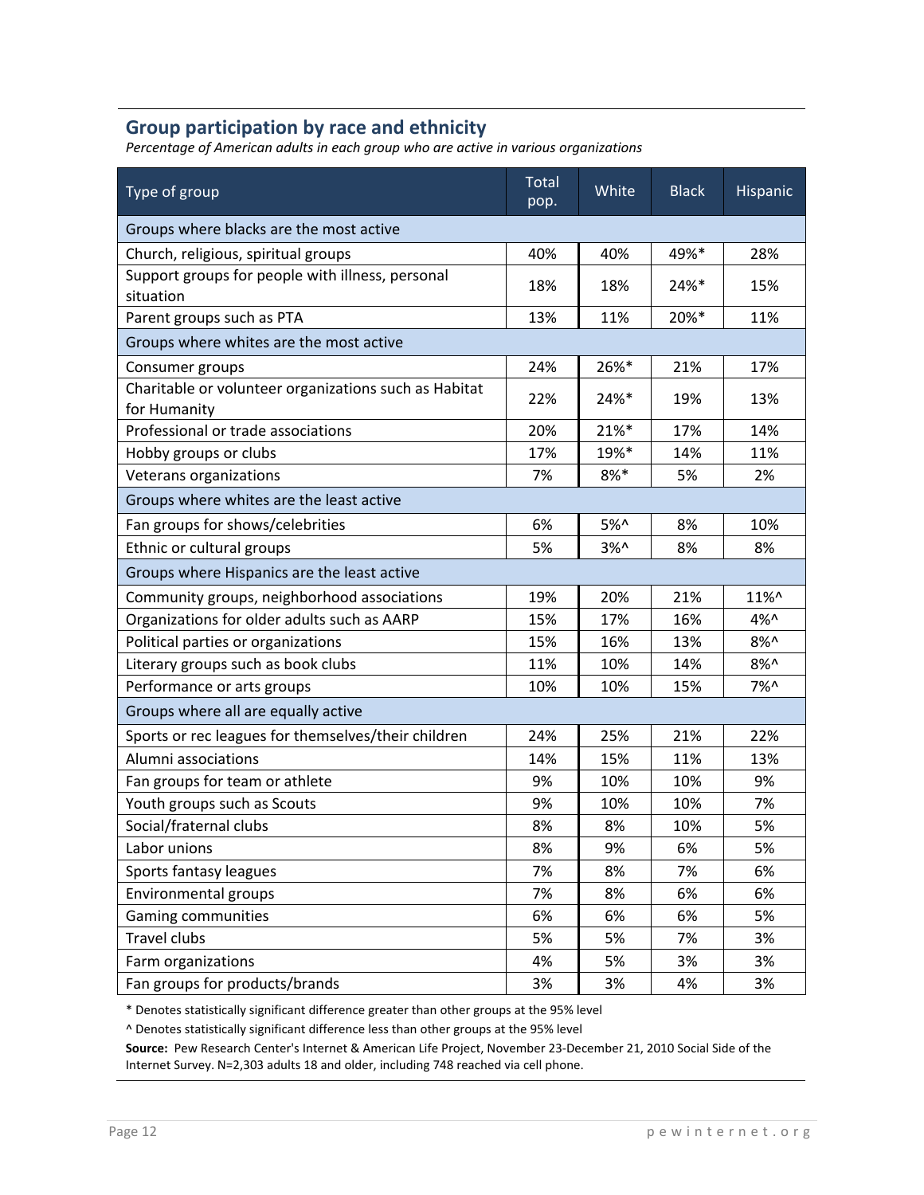## Group participation by race and ethnicity

*Percentage of American adults in each group who are active in various organizations*

| Type of group | Total pop. | White | Black | Hispanic |
|---|---|---|---|---|
| Groups where blacks are the most active | | | | |
| Church, religious, spiritual groups | 40% | 40% | 49%* | 28% |
| Support groups for people with illness, personal situation | 18% | 18% | 24%* | 15% |
| Parent groups such as PTA | 13% | 11% | 20%* | 11% |
| Groups where whites are the most active | | | | |
| Consumer groups | 24% | 26%* | 21% | 17% |
| Charitable or volunteer organizations such as Habitat for Humanity | 22% | 24%* | 19% | 13% |
| Professional or trade associations | 20% | 21%* | 17% | 14% |
| Hobby groups or clubs | 17% | 19%* | 14% | 11% |
| Veterans organizations | 7% | 8%* | 5% | 2% |
| Groups where whites are the least active | | | | |
| Fan groups for shows/celebrities | 6% | 5%^ | 8% | 10% |
| Ethnic or cultural groups | 5% | 3%^ | 8% | 8% |
| Groups where Hispanics are the least active | | | | |
| Community groups, neighborhood associations | 19% | 20% | 21% | 11%^ |
| Organizations for older adults such as AARP | 15% | 17% | 16% | 4%^ |
| Political parties or organizations | 15% | 16% | 13% | 8%^ |
| Literary groups such as book clubs | 11% | 10% | 14% | 8%^ |
| Performance or arts groups | 10% | 10% | 15% | 7%^ |
| Groups where all are equally active | | | | |
| Sports or rec leagues for themselves/their children | 24% | 25% | 21% | 22% |
| Alumni associations | 14% | 15% | 11% | 13% |
| Fan groups for team or athlete | 9% | 10% | 10% | 9% |
| Youth groups such as Scouts | 9% | 10% | 10% | 7% |
| Social/fraternal clubs | 8% | 8% | 10% | 5% |
| Labor unions | 8% | 9% | 6% | 5% |
| Sports fantasy leagues | 7% | 8% | 7% | 6% |
| Environmental groups | 7% | 8% | 6% | 6% |
| Gaming communities | 6% | 6% | 6% | 5% |
| Travel clubs | 5% | 5% | 7% | 3% |
| Farm organizations | 4% | 5% | 3% | 3% |
| Fan groups for products/brands | 3% | 3% | 4% | 3% |

* Denotes statistically significant difference greater than other groups at the 95% level

^ Denotes statistically significant difference less than other groups at the 95% level

**Source:** Pew Research Center's Internet & American Life Project, November 23-December 21, 2010 Social Side of the Internet Survey. N=2,303 adults 18 and older, including 748 reached via cell phone.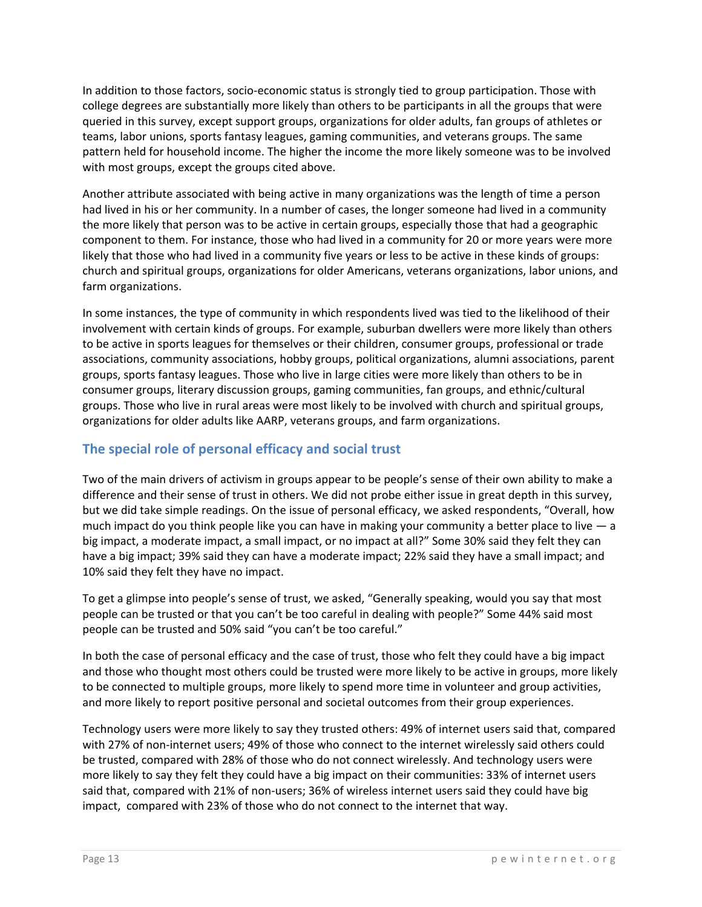In addition to those factors, socio-economic status is strongly tied to group participation. Those with college degrees are substantially more likely than others to be participants in all the groups that were queried in this survey, except support groups, organizations for older adults, fan groups of athletes or teams, labor unions, sports fantasy leagues, gaming communities, and veterans groups. The same pattern held for household income. The higher the income the more likely someone was to be involved with most groups, except the groups cited above.

Another attribute associated with being active in many organizations was the length of time a person had lived in his or her community. In a number of cases, the longer someone had lived in a community the more likely that person was to be active in certain groups, especially those that had a geographic component to them. For instance, those who had lived in a community for 20 or more years were more likely that those who had lived in a community five years or less to be active in these kinds of groups: church and spiritual groups, organizations for older Americans, veterans organizations, labor unions, and farm organizations.

In some instances, the type of community in which respondents lived was tied to the likelihood of their involvement with certain kinds of groups. For example, suburban dwellers were more likely than others to be active in sports leagues for themselves or their children, consumer groups, professional or trade associations, community associations, hobby groups, political organizations, alumni associations, parent groups, sports fantasy leagues. Those who live in large cities were more likely than others to be in consumer groups, literary discussion groups, gaming communities, fan groups, and ethnic/cultural groups. Those who live in rural areas were most likely to be involved with church and spiritual groups, organizations for older adults like AARP, veterans groups, and farm organizations.

## The special role of personal efficacy and social trust

Two of the main drivers of activism in groups appear to be people's sense of their own ability to make a difference and their sense of trust in others. We did not probe either issue in great depth in this survey, but we did take simple readings. On the issue of personal efficacy, we asked respondents, "Overall, how much impact do you think people like you can have in making your community a better place to live — a big impact, a moderate impact, a small impact, or no impact at all?" Some 30% said they felt they can have a big impact; 39% said they can have a moderate impact; 22% said they have a small impact; and 10% said they felt they have no impact.

To get a glimpse into people's sense of trust, we asked, "Generally speaking, would you say that most people can be trusted or that you can't be too careful in dealing with people?" Some 44% said most people can be trusted and 50% said "you can't be too careful."

In both the case of personal efficacy and the case of trust, those who felt they could have a big impact and those who thought most others could be trusted were more likely to be active in groups, more likely to be connected to multiple groups, more likely to spend more time in volunteer and group activities, and more likely to report positive personal and societal outcomes from their group experiences.

Technology users were more likely to say they trusted others: 49% of internet users said that, compared with 27% of non-internet users; 49% of those who connect to the internet wirelessly said others could be trusted, compared with 28% of those who do not connect wirelessly. And technology users were more likely to say they felt they could have a big impact on their communities: 33% of internet users said that, compared with 21% of non-users; 36% of wireless internet users said they could have big impact, compared with 23% of those who do not connect to the internet that way.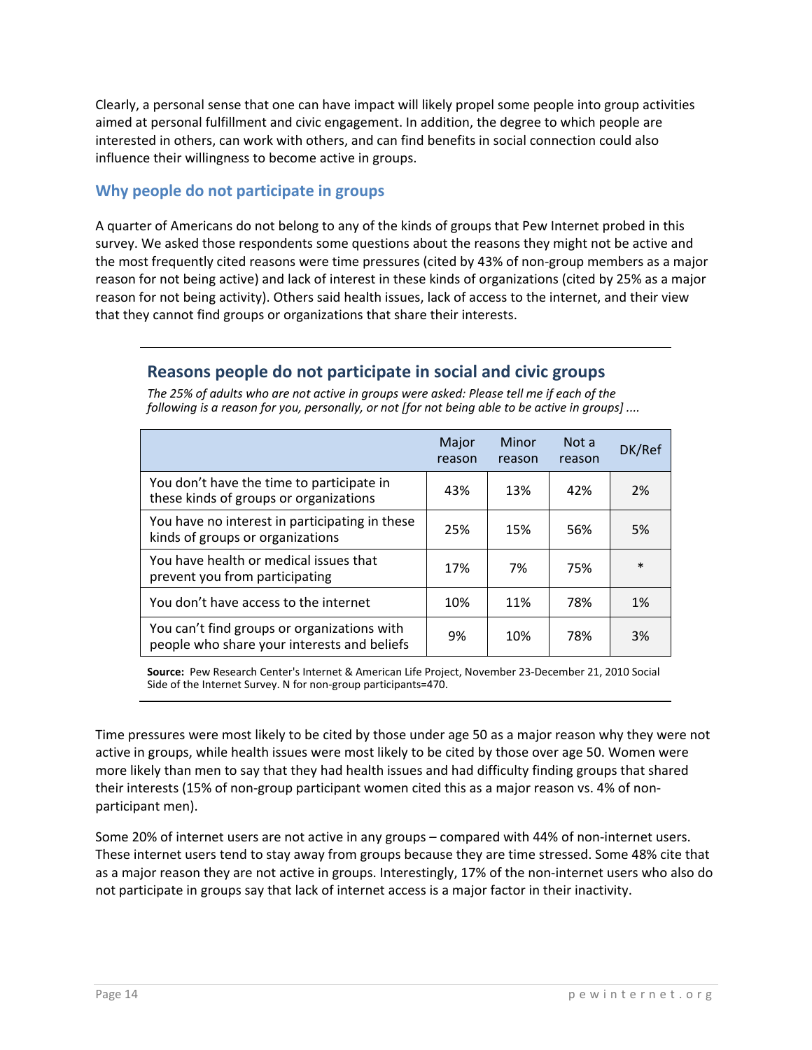Clearly, a personal sense that one can have impact will likely propel some people into group activities aimed at personal fulfillment and civic engagement. In addition, the degree to which people are interested in others, can work with others, and can find benefits in social connection could also influence their willingness to become active in groups.

## Why people do not participate in groups

A quarter of Americans do not belong to any of the kinds of groups that Pew Internet probed in this survey. We asked those respondents some questions about the reasons they might not be active and the most frequently cited reasons were time pressures (cited by 43% of non-group members as a major reason for not being active) and lack of interest in these kinds of organizations (cited by 25% as a major reason for not being activity). Others said health issues, lack of access to the internet, and their view that they cannot find groups or organizations that share their interests.

### Reasons people do not participate in social and civic groups

*The 25% of adults who are not active in groups were asked: Please tell me if each of the following is a reason for you, personally, or not [for not being able to be active in groups] ....*

| | Major reason | Minor reason | Not a reason | DK/Ref |
|---|---|---|---|---|
| You don't have the time to participate in these kinds of groups or organizations | 43% | 13% | 42% | 2% |
| You have no interest in participating in these kinds of groups or organizations | 25% | 15% | 56% | 5% |
| You have health or medical issues that prevent you from participating | 17% | 7% | 75% | * |
| You don't have access to the internet | 10% | 11% | 78% | 1% |
| You can't find groups or organizations with people who share your interests and beliefs | 9% | 10% | 78% | 3% |

**Source:** Pew Research Center's Internet & American Life Project, November 23-December 21, 2010 Social Side of the Internet Survey. N for non-group participants=470.

Time pressures were most likely to be cited by those under age 50 as a major reason why they were not active in groups, while health issues were most likely to be cited by those over age 50. Women were more likely than men to say that they had health issues and had difficulty finding groups that shared their interests (15% of non-group participant women cited this as a major reason vs. 4% of non-participant men).

Some 20% of internet users are not active in any groups – compared with 44% of non-internet users. These internet users tend to stay away from groups because they are time stressed. Some 48% cite that as a major reason they are not active in groups. Interestingly, 17% of the non-internet users who also do not participate in groups say that lack of internet access is a major factor in their inactivity.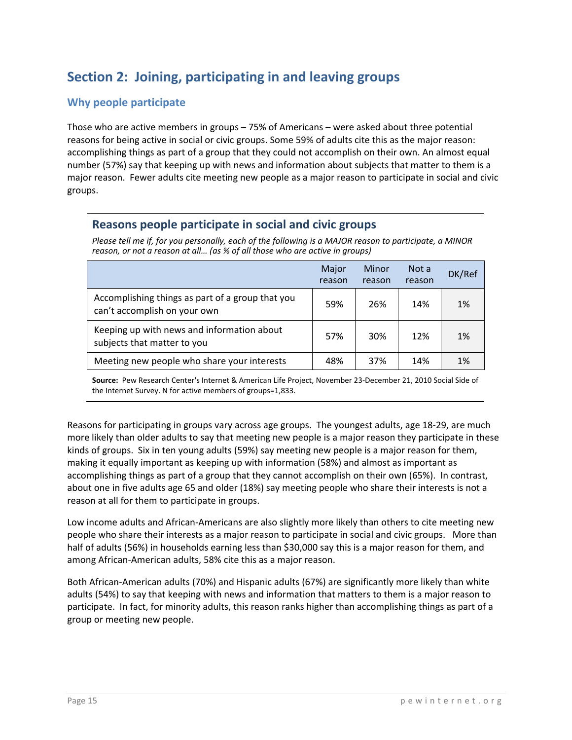## Section 2: Joining, participating in and leaving groups

### Why people participate

Those who are active members in groups – 75% of Americans – were asked about three potential reasons for being active in social or civic groups. Some 59% of adults cite this as the major reason: accomplishing things as part of a group that they could not accomplish on their own. An almost equal number (57%) say that keeping up with news and information about subjects that matter to them is a major reason. Fewer adults cite meeting new people as a major reason to participate in social and civic groups.

### Reasons people participate in social and civic groups

*Please tell me if, for you personally, each of the following is a MAJOR reason to participate, a MINOR reason, or not a reason at all… (as % of all those who are active in groups)*

| | Major reason | Minor reason | Not a reason | DK/Ref |
|---|---|---|---|---|
| Accomplishing things as part of a group that you can't accomplish on your own | 59% | 26% | 14% | 1% |
| Keeping up with news and information about subjects that matter to you | 57% | 30% | 12% | 1% |
| Meeting new people who share your interests | 48% | 37% | 14% | 1% |

**Source:** Pew Research Center's Internet & American Life Project, November 23-December 21, 2010 Social Side of the Internet Survey. N for active members of groups=1,833.

Reasons for participating in groups vary across age groups. The youngest adults, age 18-29, are much more likely than older adults to say that meeting new people is a major reason they participate in these kinds of groups. Six in ten young adults (59%) say meeting new people is a major reason for them, making it equally important as keeping up with information (58%) and almost as important as accomplishing things as part of a group that they cannot accomplish on their own (65%). In contrast, about one in five adults age 65 and older (18%) say meeting people who share their interests is not a reason at all for them to participate in groups.

Low income adults and African-Americans are also slightly more likely than others to cite meeting new people who share their interests as a major reason to participate in social and civic groups. More than half of adults (56%) in households earning less than $30,000 say this is a major reason for them, and among African-American adults, 58% cite this as a major reason.

Both African-American adults (70%) and Hispanic adults (67%) are significantly more likely than white adults (54%) to say that keeping with news and information that matters to them is a major reason to participate. In fact, for minority adults, this reason ranks higher than accomplishing things as part of a group or meeting new people.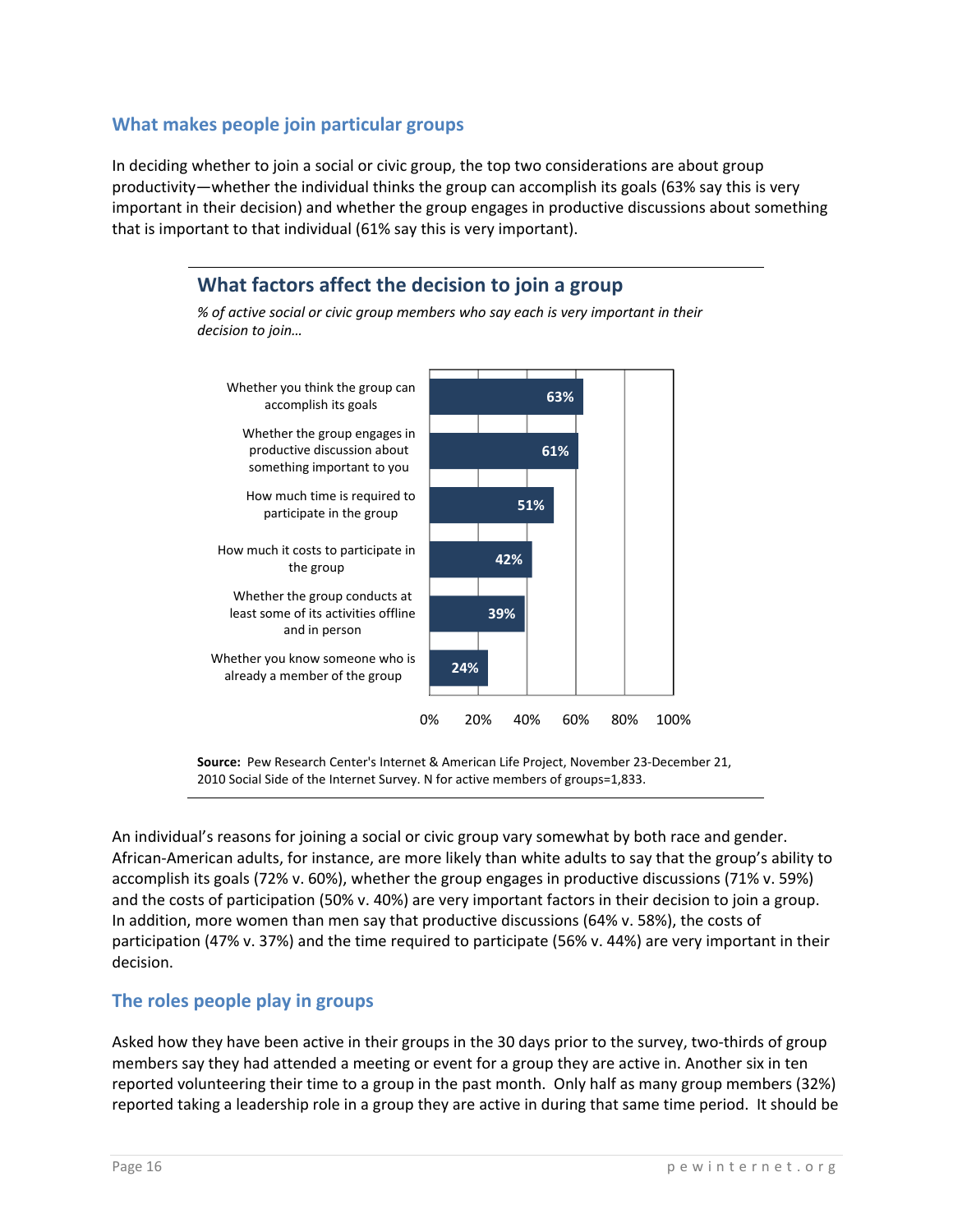## What makes people join particular groups

In deciding whether to join a social or civic group, the top two considerations are about group productivity—whether the individual thinks the group can accomplish its goals (63% say this is very important in their decision) and whether the group engages in productive discussions about something that is important to that individual (61% say this is very important).

### What factors affect the decision to join a group

*% of active social or civic group members who say each is very important in their decision to join…*

| Factor | % |
|---|---|
| Whether you think the group can accomplish its goals | 63% |
| Whether the group engages in productive discussion about something important to you | 61% |
| How much time is required to participate in the group | 51% |
| How much it costs to participate in the group | 42% |
| Whether the group conducts at least some of its activities offline and in person | 39% |
| Whether you know someone who is already a member of the group | 24% |

**Source:** Pew Research Center's Internet & American Life Project, November 23-December 21, 2010 Social Side of the Internet Survey. N for active members of groups=1,833.

An individual's reasons for joining a social or civic group vary somewhat by both race and gender. African-American adults, for instance, are more likely than white adults to say that the group's ability to accomplish its goals (72% v. 60%), whether the group engages in productive discussions (71% v. 59%) and the costs of participation (50% v. 40%) are very important factors in their decision to join a group. In addition, more women than men say that productive discussions (64% v. 58%), the costs of participation (47% v. 37%) and the time required to participate (56% v. 44%) are very important in their decision.

## The roles people play in groups

Asked how they have been active in their groups in the 30 days prior to the survey, two-thirds of group members say they had attended a meeting or event for a group they are active in. Another six in ten reported volunteering their time to a group in the past month. Only half as many group members (32%) reported taking a leadership role in a group they are active in during that same time period. It should be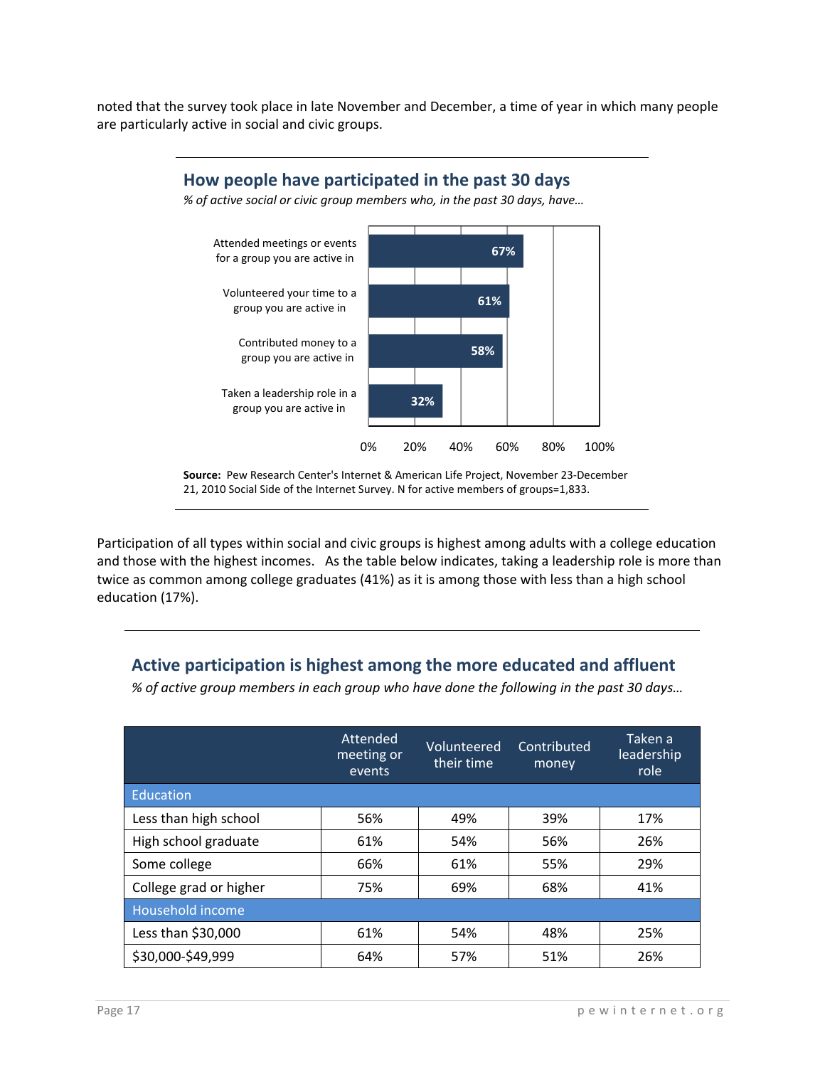noted that the survey took place in late November and December, a time of year in which many people are particularly active in social and civic groups.

## How people have participated in the past 30 days

*% of active social or civic group members who, in the past 30 days, have...*

| Activity | % |
|---|---|
| Attended meetings or events for a group you are active in | 67% |
| Volunteered your time to a group you are active in | 61% |
| Contributed money to a group you are active in | 58% |
| Taken a leadership role in a group you are active in | 32% |

**Source:** Pew Research Center's Internet & American Life Project, November 23-December 21, 2010 Social Side of the Internet Survey. N for active members of groups=1,833.

Participation of all types within social and civic groups is highest among adults with a college education and those with the highest incomes. As the table below indicates, taking a leadership role is more than twice as common among college graduates (41%) as it is among those with less than a high school education (17%).

## Active participation is highest among the more educated and affluent

*% of active group members in each group who have done the following in the past 30 days...*

| | Attended meeting or events | Volunteered their time | Contributed money | Taken a leadership role |
|---|---|---|---|---|
| **Education** | | | | |
| Less than high school | 56% | 49% | 39% | 17% |
| High school graduate | 61% | 54% | 56% | 26% |
| Some college | 66% | 61% | 55% | 29% |
| College grad or higher | 75% | 69% | 68% | 41% |
| **Household income** | | | | |
| Less than $30,000 | 61% | 54% | 48% | 25% |
| $30,000-$49,999 | 64% | 57% | 51% | 26% |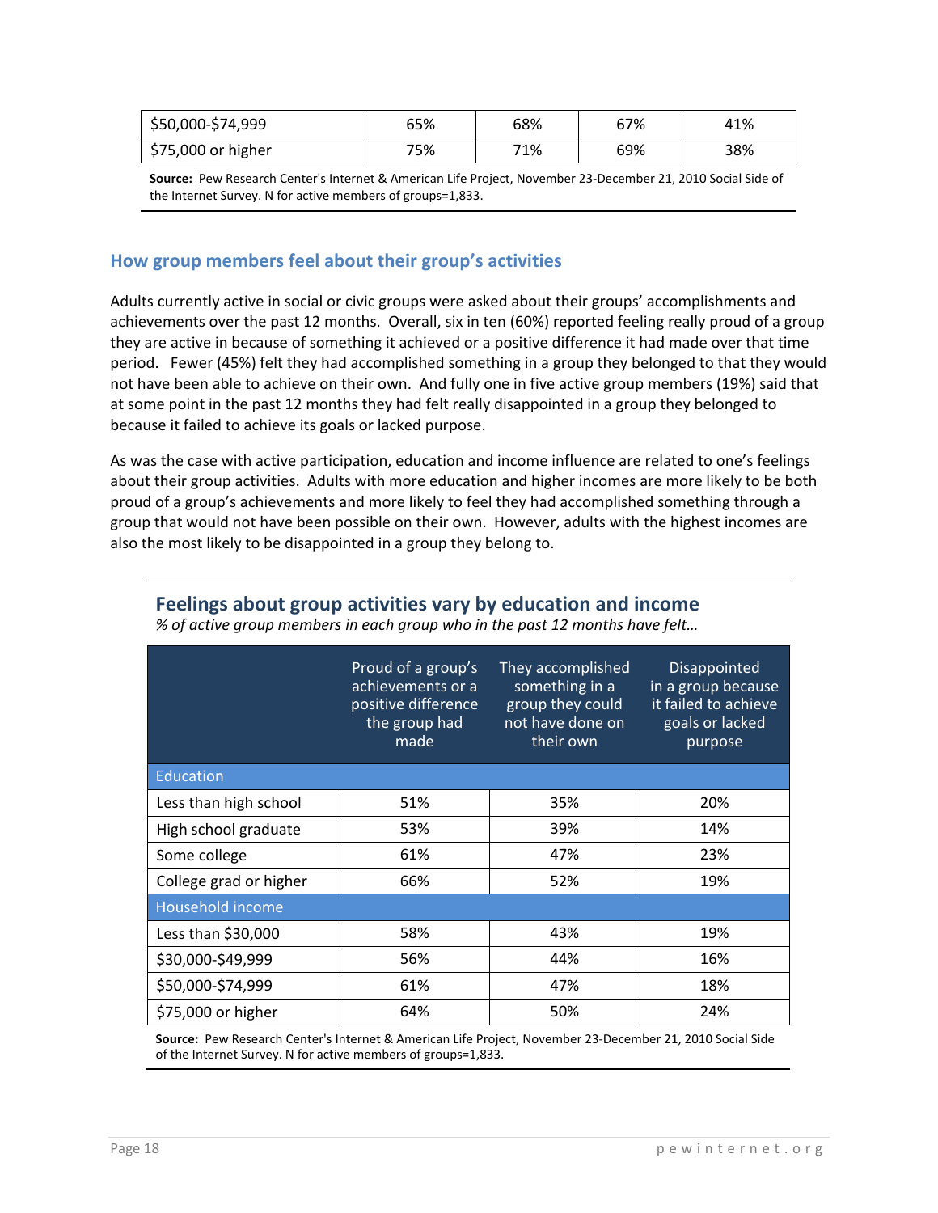| | | | | |
|---|---|---|---|---|
| $50,000-$74,999 | 65% | 68% | 67% | 41% |
| $75,000 or higher | 75% | 71% | 69% | 38% |

**Source:** Pew Research Center's Internet & American Life Project, November 23-December 21, 2010 Social Side of the Internet Survey. N for active members of groups=1,833.

## How group members feel about their group's activities

Adults currently active in social or civic groups were asked about their groups' accomplishments and achievements over the past 12 months. Overall, six in ten (60%) reported feeling really proud of a group they are active in because of something it achieved or a positive difference it had made over that time period. Fewer (45%) felt they had accomplished something in a group they belonged to that they would not have been able to achieve on their own. And fully one in five active group members (19%) said that at some point in the past 12 months they had felt really disappointed in a group they belonged to because it failed to achieve its goals or lacked purpose.

As was the case with active participation, education and income influence are related to one's feelings about their group activities. Adults with more education and higher incomes are more likely to be both proud of a group's achievements and more likely to feel they had accomplished something through a group that would not have been possible on their own. However, adults with the highest incomes are also the most likely to be disappointed in a group they belong to.

### Feelings about group activities vary by education and income

*% of active group members in each group who in the past 12 months have felt…*

| | Proud of a group's achievements or a positive difference the group had made | They accomplished something in a group they could not have done on their own | Disappointed in a group because it failed to achieve goals or lacked purpose |
|---|---|---|---|
| **Education** | | | |
| Less than high school | 51% | 35% | 20% |
| High school graduate | 53% | 39% | 14% |
| Some college | 61% | 47% | 23% |
| College grad or higher | 66% | 52% | 19% |
| **Household income** | | | |
| Less than $30,000 | 58% | 43% | 19% |
| $30,000-$49,999 | 56% | 44% | 16% |
| $50,000-$74,999 | 61% | 47% | 18% |
| $75,000 or higher | 64% | 50% | 24% |

**Source:** Pew Research Center's Internet & American Life Project, November 23-December 21, 2010 Social Side of the Internet Survey. N for active members of groups=1,833.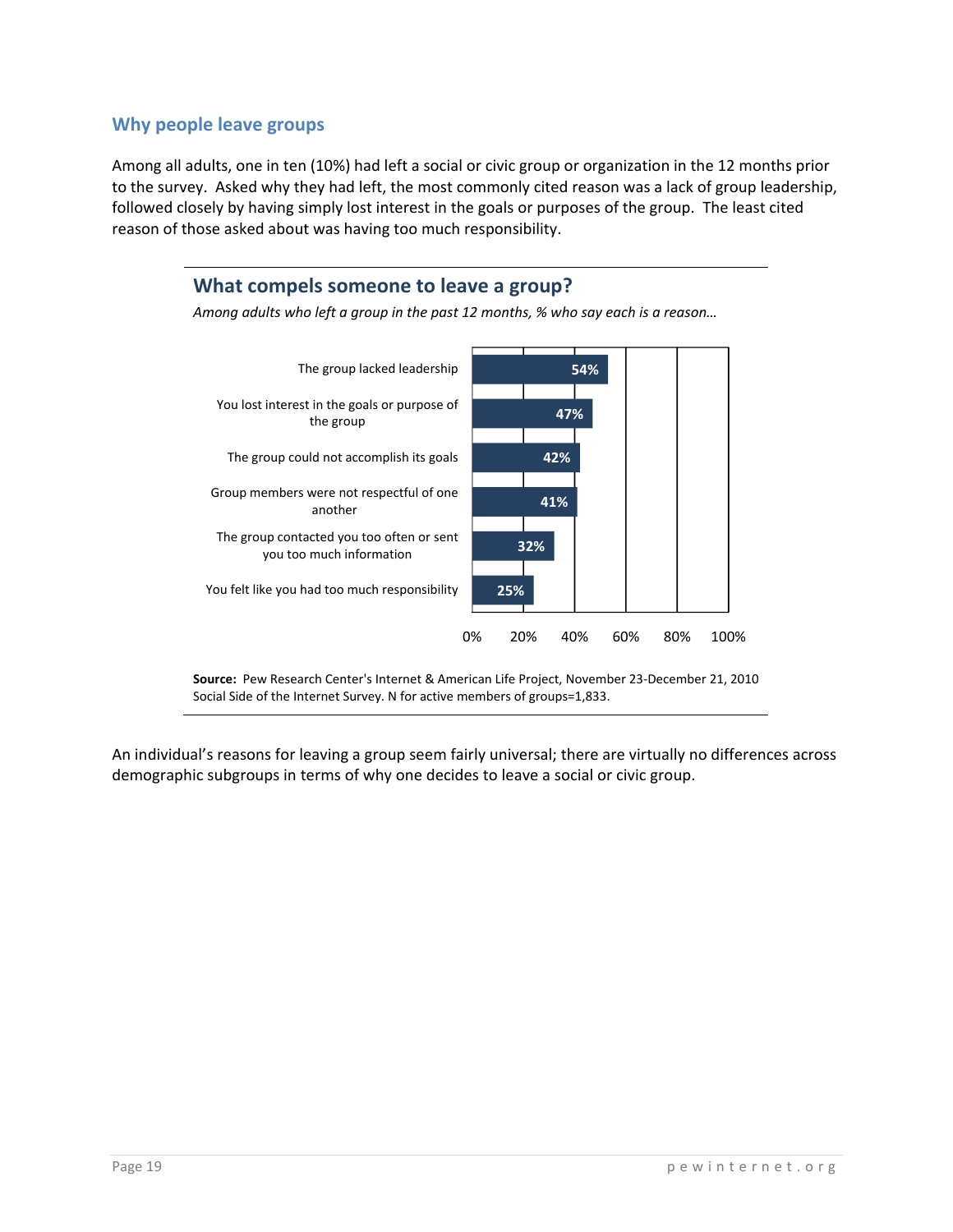## Why people leave groups

Among all adults, one in ten (10%) had left a social or civic group or organization in the 12 months prior to the survey. Asked why they had left, the most commonly cited reason was a lack of group leadership, followed closely by having simply lost interest in the goals or purposes of the group. The least cited reason of those asked about was having too much responsibility.

### What compels someone to leave a group?

*Among adults who left a group in the past 12 months, % who say each is a reason…*

| Reason | % |
| --- | --- |
| The group lacked leadership | 54% |
| You lost interest in the goals or purpose of the group | 47% |
| The group could not accomplish its goals | 42% |
| Group members were not respectful of one another | 41% |
| The group contacted you too often or sent you too much information | 32% |
| You felt like you had too much responsibility | 25% |

**Source:** Pew Research Center's Internet & American Life Project, November 23-December 21, 2010 Social Side of the Internet Survey. N for active members of groups=1,833.

An individual's reasons for leaving a group seem fairly universal; there are virtually no differences across demographic subgroups in terms of why one decides to leave a social or civic group.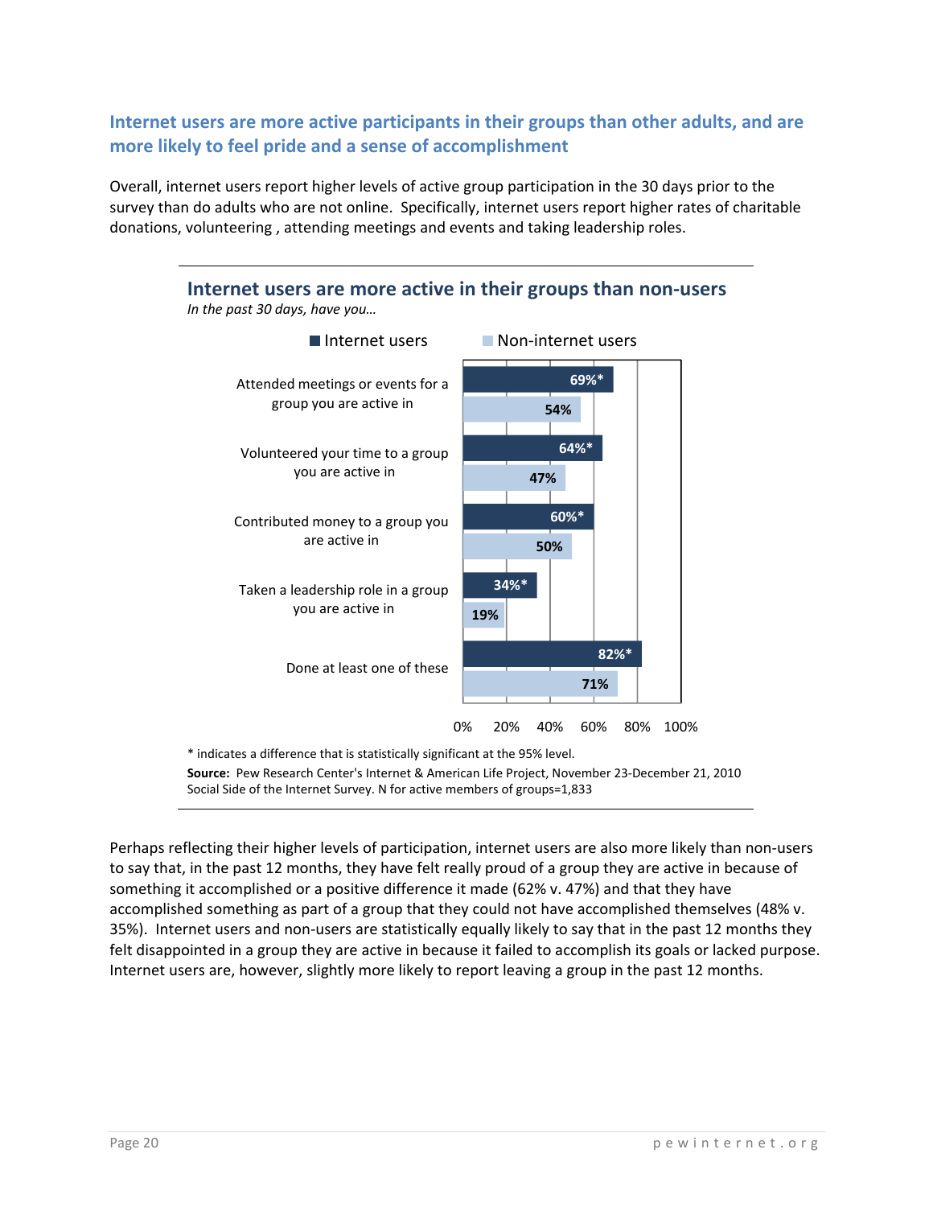## Internet users are more active participants in their groups than other adults, and are more likely to feel pride and a sense of accomplishment

Overall, internet users report higher levels of active group participation in the 30 days prior to the survey than do adults who are not online. Specifically, internet users report higher rates of charitable donations, volunteering , attending meetings and events and taking leadership roles.

### Internet users are more active in their groups than non-users

*In the past 30 days, have you…*

| | Internet users | Non-internet users |
|---|---|---|
| Attended meetings or events for a group you are active in | 69%* | 54% |
| Volunteered your time to a group you are active in | 64%* | 47% |
| Contributed money to a group you are active in | 60%* | 50% |
| Taken a leadership role in a group you are active in | 34%* | 19% |
| Done at least one of these | 82%* | 71% |

* indicates a difference that is statistically significant at the 95% level.

**Source:** Pew Research Center's Internet & American Life Project, November 23-December 21, 2010 Social Side of the Internet Survey. N for active members of groups=1,833

Perhaps reflecting their higher levels of participation, internet users are also more likely than non-users to say that, in the past 12 months, they have felt really proud of a group they are active in because of something it accomplished or a positive difference it made (62% v. 47%) and that they have accomplished something as part of a group that they could not have accomplished themselves (48% v. 35%). Internet users and non-users are statistically equally likely to say that in the past 12 months they felt disappointed in a group they are active in because it failed to accomplish its goals or lacked purpose. Internet users are, however, slightly more likely to report leaving a group in the past 12 months.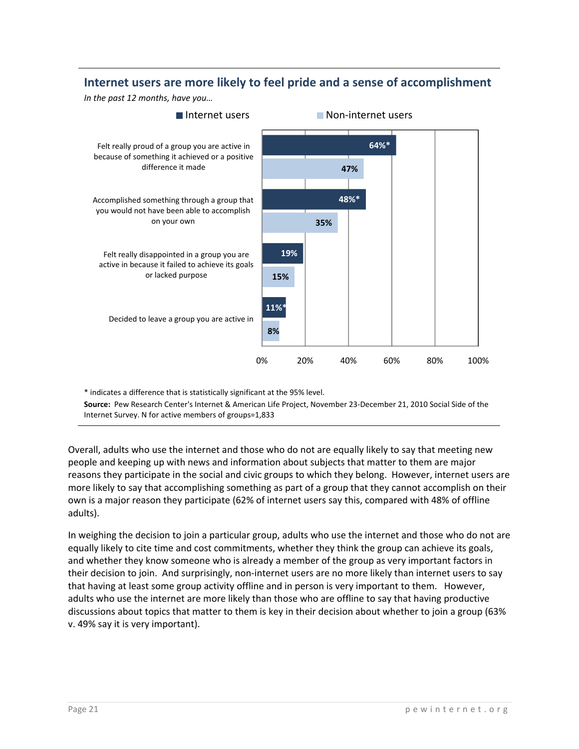### Internet users are more likely to feel pride and a sense of accomplishment

*In the past 12 months, have you…*

| | Internet users | Non-internet users |
|---|---|---|
| Felt really proud of a group you are active in because of something it achieved or a positive difference it made | 64%* | 47% |
| Accomplished something through a group that you would not have been able to accomplish on your own | 48%* | 35% |
| Felt really disappointed in a group you are active in because it failed to achieve its goals or lacked purpose | 19% | 15% |
| Decided to leave a group you are active in | 11%* | 8% |

\* indicates a difference that is statistically significant at the 95% level.

**Source:** Pew Research Center's Internet & American Life Project, November 23-December 21, 2010 Social Side of the Internet Survey. N for active members of groups=1,833

Overall, adults who use the internet and those who do not are equally likely to say that meeting new people and keeping up with news and information about subjects that matter to them are major reasons they participate in the social and civic groups to which they belong. However, internet users are more likely to say that accomplishing something as part of a group that they cannot accomplish on their own is a major reason they participate (62% of internet users say this, compared with 48% of offline adults).

In weighing the decision to join a particular group, adults who use the internet and those who do not are equally likely to cite time and cost commitments, whether they think the group can achieve its goals, and whether they know someone who is already a member of the group as very important factors in their decision to join. And surprisingly, non-internet users are no more likely than internet users to say that having at least some group activity offline and in person is very important to them. However, adults who use the internet are more likely than those who are offline to say that having productive discussions about topics that matter to them is key in their decision about whether to join a group (63% v. 49% say it is very important).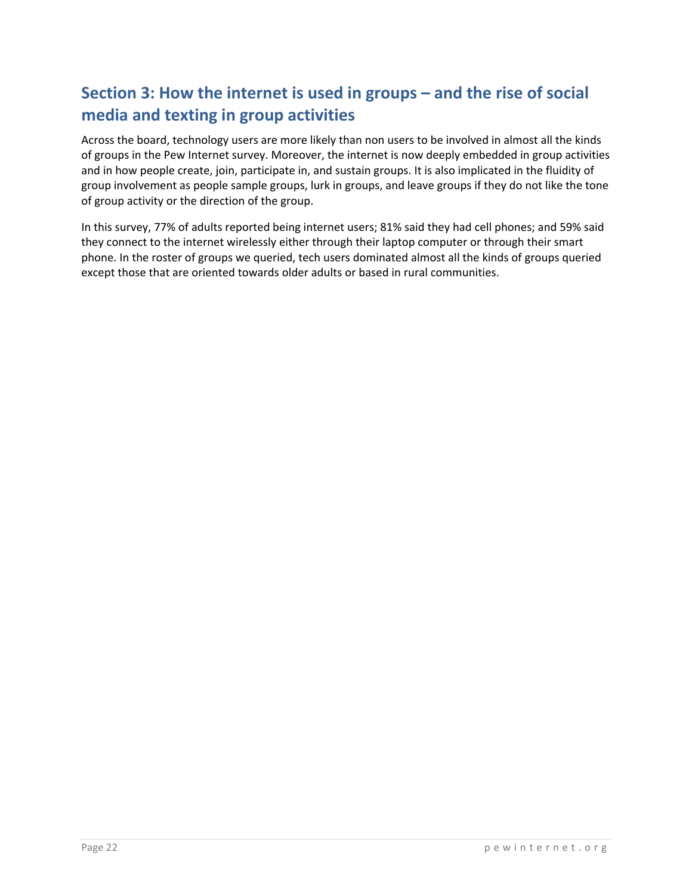## Section 3: How the internet is used in groups – and the rise of social media and texting in group activities

Across the board, technology users are more likely than non users to be involved in almost all the kinds of groups in the Pew Internet survey. Moreover, the internet is now deeply embedded in group activities and in how people create, join, participate in, and sustain groups. It is also implicated in the fluidity of group involvement as people sample groups, lurk in groups, and leave groups if they do not like the tone of group activity or the direction of the group.

In this survey, 77% of adults reported being internet users; 81% said they had cell phones; and 59% said they connect to the internet wirelessly either through their laptop computer or through their smart phone. In the roster of groups we queried, tech users dominated almost all the kinds of groups queried except those that are oriented towards older adults or based in rural communities.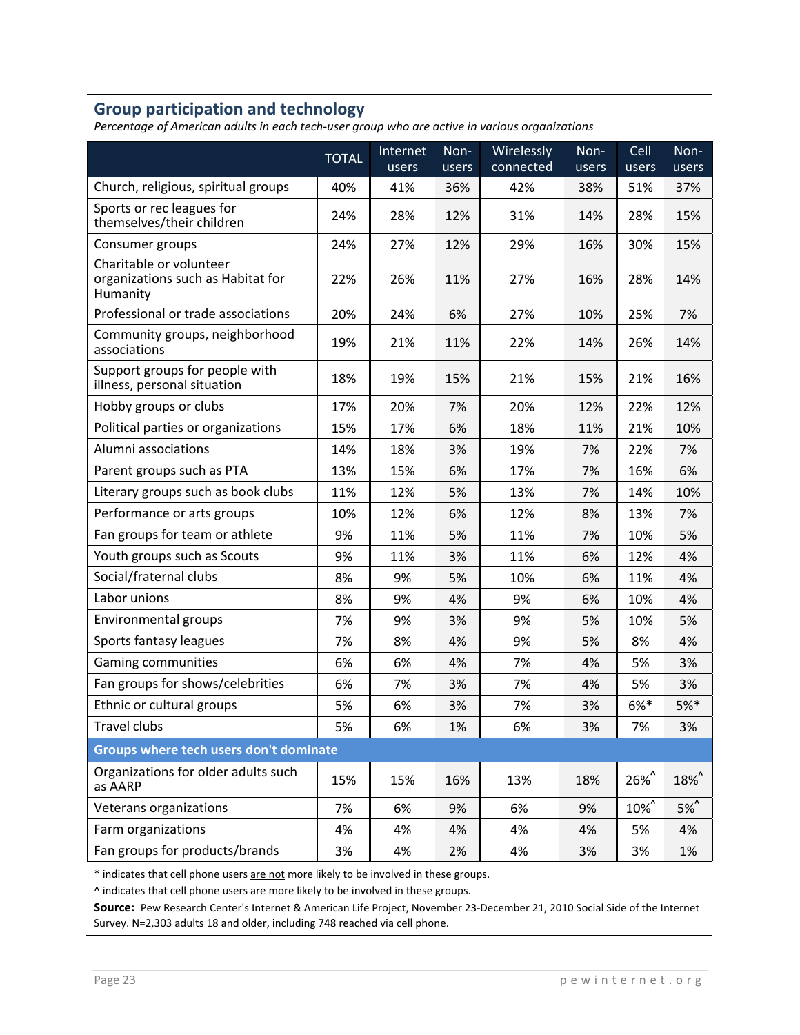## Group participation and technology

*Percentage of American adults in each tech-user group who are active in various organizations*

| | TOTAL | Internet users | Non-users | Wirelessly connected | Non-users | Cell users | Non-users |
|---|---|---|---|---|---|---|---|
| Church, religious, spiritual groups | 40% | 41% | 36% | 42% | 38% | 51% | 37% |
| Sports or rec leagues for themselves/their children | 24% | 28% | 12% | 31% | 14% | 28% | 15% |
| Consumer groups | 24% | 27% | 12% | 29% | 16% | 30% | 15% |
| Charitable or volunteer organizations such as Habitat for Humanity | 22% | 26% | 11% | 27% | 16% | 28% | 14% |
| Professional or trade associations | 20% | 24% | 6% | 27% | 10% | 25% | 7% |
| Community groups, neighborhood associations | 19% | 21% | 11% | 22% | 14% | 26% | 14% |
| Support groups for people with illness, personal situation | 18% | 19% | 15% | 21% | 15% | 21% | 16% |
| Hobby groups or clubs | 17% | 20% | 7% | 20% | 12% | 22% | 12% |
| Political parties or organizations | 15% | 17% | 6% | 18% | 11% | 21% | 10% |
| Alumni associations | 14% | 18% | 3% | 19% | 7% | 22% | 7% |
| Parent groups such as PTA | 13% | 15% | 6% | 17% | 7% | 16% | 6% |
| Literary groups such as book clubs | 11% | 12% | 5% | 13% | 7% | 14% | 10% |
| Performance or arts groups | 10% | 12% | 6% | 12% | 8% | 13% | 7% |
| Fan groups for team or athlete | 9% | 11% | 5% | 11% | 7% | 10% | 5% |
| Youth groups such as Scouts | 9% | 11% | 3% | 11% | 6% | 12% | 4% |
| Social/fraternal clubs | 8% | 9% | 5% | 10% | 6% | 11% | 4% |
| Labor unions | 8% | 9% | 4% | 9% | 6% | 10% | 4% |
| Environmental groups | 7% | 9% | 3% | 9% | 5% | 10% | 5% |
| Sports fantasy leagues | 7% | 8% | 4% | 9% | 5% | 8% | 4% |
| Gaming communities | 6% | 6% | 4% | 7% | 4% | 5% | 3% |
| Fan groups for shows/celebrities | 6% | 7% | 3% | 7% | 4% | 5% | 3% |
| Ethnic or cultural groups | 5% | 6% | 3% | 7% | 3% | 6%* | 5%* |
| Travel clubs | 5% | 6% | 1% | 6% | 3% | 7% | 3% |
| **Groups where tech users don't dominate** | | | | | | | |
| Organizations for older adults such as AARP | 15% | 15% | 16% | 13% | 18% | 26%^ | 18%^ |
| Veterans organizations | 7% | 6% | 9% | 6% | 9% | 10%^ | 5%^ |
| Farm organizations | 4% | 4% | 4% | 4% | 4% | 5% | 4% |
| Fan groups for products/brands | 3% | 4% | 2% | 4% | 3% | 3% | 1% |

\* indicates that cell phone users are not more likely to be involved in these groups.

^ indicates that cell phone users are more likely to be involved in these groups.

**Source:** Pew Research Center's Internet & American Life Project, November 23-December 21, 2010 Social Side of the Internet Survey. N=2,303 adults 18 and older, including 748 reached via cell phone.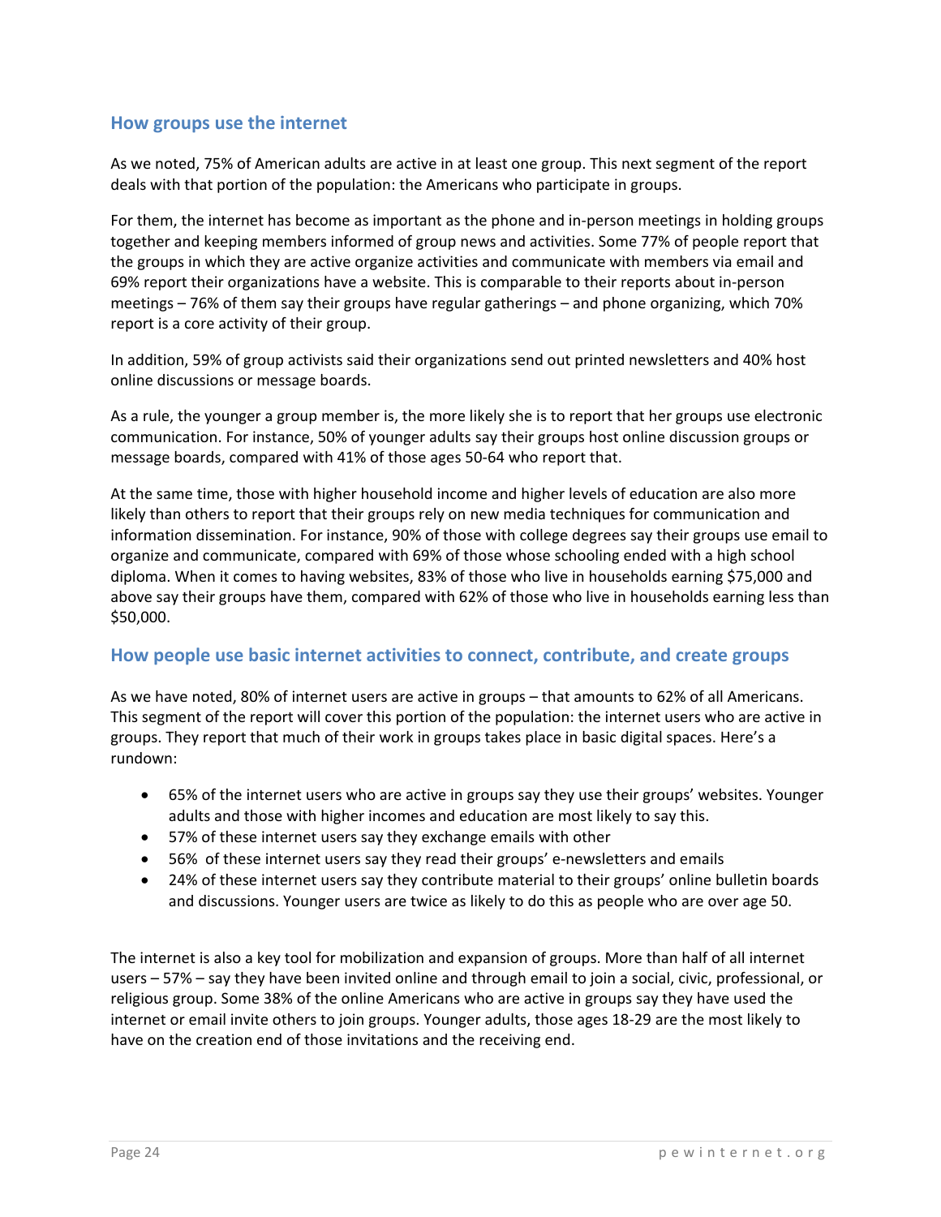## How groups use the internet

As we noted, 75% of American adults are active in at least one group. This next segment of the report deals with that portion of the population: the Americans who participate in groups.

For them, the internet has become as important as the phone and in-person meetings in holding groups together and keeping members informed of group news and activities. Some 77% of people report that the groups in which they are active organize activities and communicate with members via email and 69% report their organizations have a website. This is comparable to their reports about in-person meetings – 76% of them say their groups have regular gatherings – and phone organizing, which 70% report is a core activity of their group.

In addition, 59% of group activists said their organizations send out printed newsletters and 40% host online discussions or message boards.

As a rule, the younger a group member is, the more likely she is to report that her groups use electronic communication. For instance, 50% of younger adults say their groups host online discussion groups or message boards, compared with 41% of those ages 50-64 who report that.

At the same time, those with higher household income and higher levels of education are also more likely than others to report that their groups rely on new media techniques for communication and information dissemination. For instance, 90% of those with college degrees say their groups use email to organize and communicate, compared with 69% of those whose schooling ended with a high school diploma. When it comes to having websites, 83% of those who live in households earning $75,000 and above say their groups have them, compared with 62% of those who live in households earning less than $50,000.

## How people use basic internet activities to connect, contribute, and create groups

As we have noted, 80% of internet users are active in groups – that amounts to 62% of all Americans. This segment of the report will cover this portion of the population: the internet users who are active in groups. They report that much of their work in groups takes place in basic digital spaces. Here's a rundown:

- 65% of the internet users who are active in groups say they use their groups' websites. Younger adults and those with higher incomes and education are most likely to say this.
- 57% of these internet users say they exchange emails with other
- 56% of these internet users say they read their groups' e-newsletters and emails
- 24% of these internet users say they contribute material to their groups' online bulletin boards and discussions. Younger users are twice as likely to do this as people who are over age 50.

The internet is also a key tool for mobilization and expansion of groups. More than half of all internet users – 57% – say they have been invited online and through email to join a social, civic, professional, or religious group. Some 38% of the online Americans who are active in groups say they have used the internet or email invite others to join groups. Younger adults, those ages 18-29 are the most likely to have on the creation end of those invitations and the receiving end.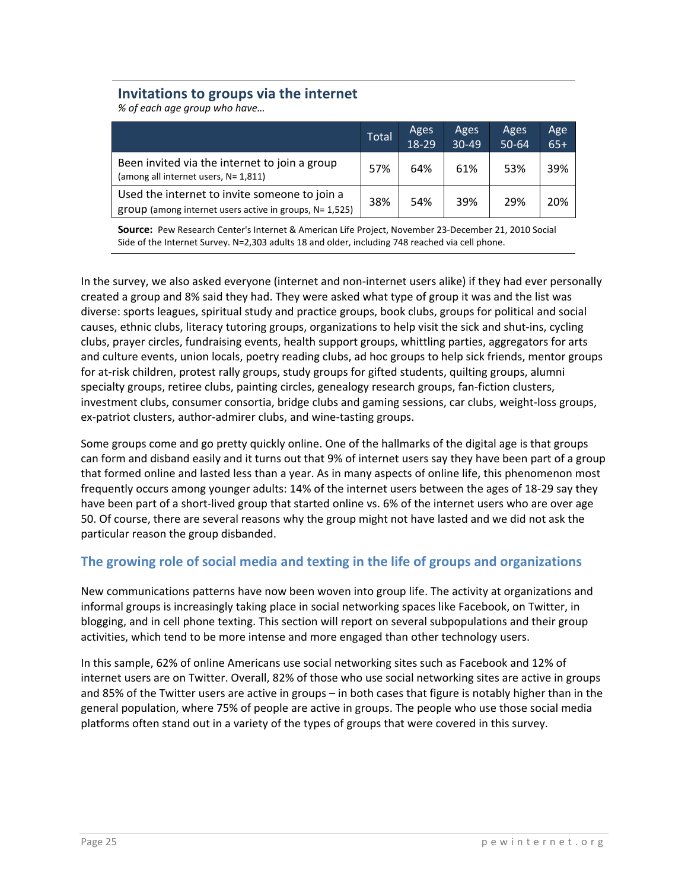## Invitations to groups via the internet

*% of each age group who have…*

| | Total | Ages 18-29 | Ages 30-49 | Ages 50-64 | Age 65+ |
|---|---|---|---|---|---|
| Been invited via the internet to join a group (among all internet users, N= 1,811) | 57% | 64% | 61% | 53% | 39% |
| Used the internet to invite someone to join a group (among internet users active in groups, N= 1,525) | 38% | 54% | 39% | 29% | 20% |

**Source:** Pew Research Center's Internet & American Life Project, November 23-December 21, 2010 Social Side of the Internet Survey. N=2,303 adults 18 and older, including 748 reached via cell phone.

In the survey, we also asked everyone (internet and non-internet users alike) if they had ever personally created a group and 8% said they had. They were asked what type of group it was and the list was diverse: sports leagues, spiritual study and practice groups, book clubs, groups for political and social causes, ethnic clubs, literacy tutoring groups, organizations to help visit the sick and shut-ins, cycling clubs, prayer circles, fundraising events, health support groups, whittling parties, aggregators for arts and culture events, union locals, poetry reading clubs, ad hoc groups to help sick friends, mentor groups for at-risk children, protest rally groups, study groups for gifted students, quilting groups, alumni specialty groups, retiree clubs, painting circles, genealogy research groups, fan-fiction clusters, investment clubs, consumer consortia, bridge clubs and gaming sessions, car clubs, weight-loss groups, ex-patriot clusters, author-admirer clubs, and wine-tasting groups.

Some groups come and go pretty quickly online. One of the hallmarks of the digital age is that groups can form and disband easily and it turns out that 9% of internet users say they have been part of a group that formed online and lasted less than a year. As in many aspects of online life, this phenomenon most frequently occurs among younger adults: 14% of the internet users between the ages of 18-29 say they have been part of a short-lived group that started online vs. 6% of the internet users who are over age 50. Of course, there are several reasons why the group might not have lasted and we did not ask the particular reason the group disbanded.

## The growing role of social media and texting in the life of groups and organizations

New communications patterns have now been woven into group life. The activity at organizations and informal groups is increasingly taking place in social networking spaces like Facebook, on Twitter, in blogging, and in cell phone texting. This section will report on several subpopulations and their group activities, which tend to be more intense and more engaged than other technology users.

In this sample, 62% of online Americans use social networking sites such as Facebook and 12% of internet users are on Twitter. Overall, 82% of those who use social networking sites are active in groups and 85% of the Twitter users are active in groups – in both cases that figure is notably higher than in the general population, where 75% of people are active in groups. The people who use those social media platforms often stand out in a variety of the types of groups that were covered in this survey.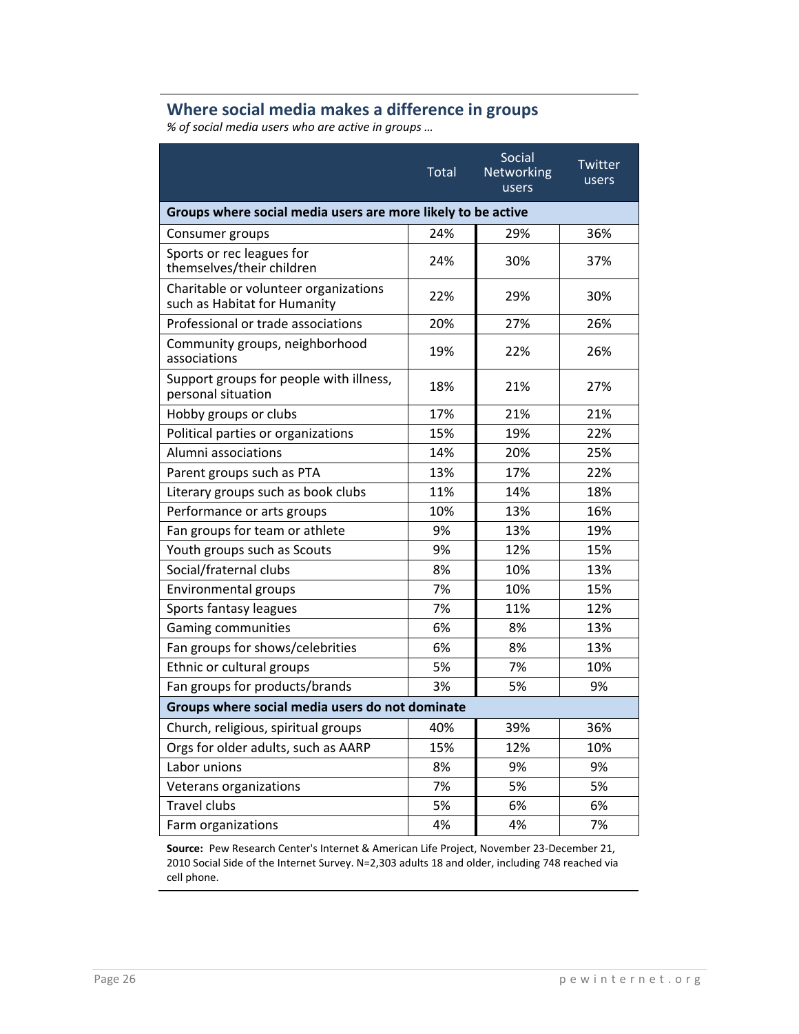## Where social media makes a difference in groups

*% of social media users who are active in groups …*

| | Total | Social Networking users | Twitter users |
|---|---|---|---|
| **Groups where social media users are more likely to be active** | | | |
| Consumer groups | 24% | 29% | 36% |
| Sports or rec leagues for themselves/their children | 24% | 30% | 37% |
| Charitable or volunteer organizations such as Habitat for Humanity | 22% | 29% | 30% |
| Professional or trade associations | 20% | 27% | 26% |
| Community groups, neighborhood associations | 19% | 22% | 26% |
| Support groups for people with illness, personal situation | 18% | 21% | 27% |
| Hobby groups or clubs | 17% | 21% | 21% |
| Political parties or organizations | 15% | 19% | 22% |
| Alumni associations | 14% | 20% | 25% |
| Parent groups such as PTA | 13% | 17% | 22% |
| Literary groups such as book clubs | 11% | 14% | 18% |
| Performance or arts groups | 10% | 13% | 16% |
| Fan groups for team or athlete | 9% | 13% | 19% |
| Youth groups such as Scouts | 9% | 12% | 15% |
| Social/fraternal clubs | 8% | 10% | 13% |
| Environmental groups | 7% | 10% | 15% |
| Sports fantasy leagues | 7% | 11% | 12% |
| Gaming communities | 6% | 8% | 13% |
| Fan groups for shows/celebrities | 6% | 8% | 13% |
| Ethnic or cultural groups | 5% | 7% | 10% |
| Fan groups for products/brands | 3% | 5% | 9% |
| **Groups where social media users do not dominate** | | | |
| Church, religious, spiritual groups | 40% | 39% | 36% |
| Orgs for older adults, such as AARP | 15% | 12% | 10% |
| Labor unions | 8% | 9% | 9% |
| Veterans organizations | 7% | 5% | 5% |
| Travel clubs | 5% | 6% | 6% |
| Farm organizations | 4% | 4% | 7% |

**Source:** Pew Research Center's Internet & American Life Project, November 23-December 21, 2010 Social Side of the Internet Survey. N=2,303 adults 18 and older, including 748 reached via cell phone.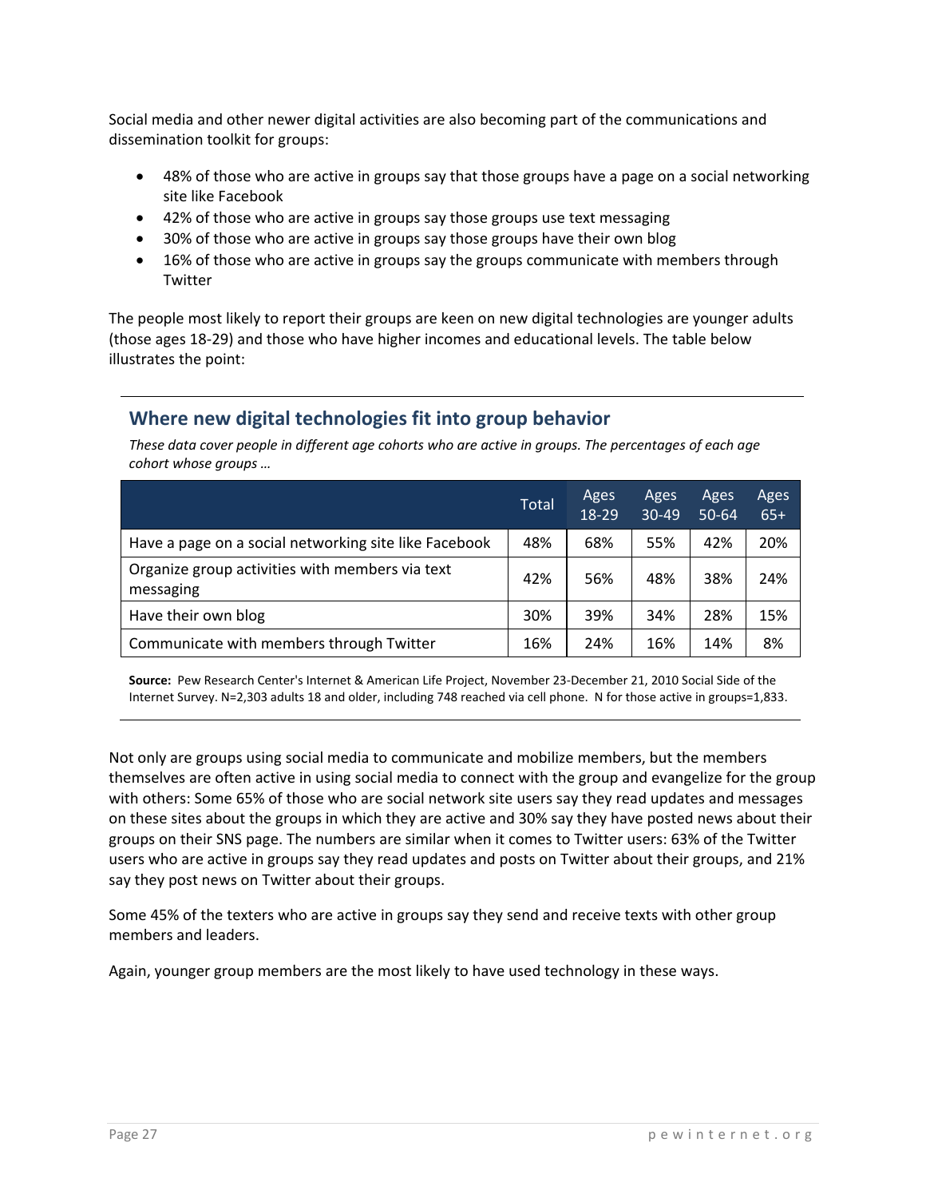Social media and other newer digital activities are also becoming part of the communications and dissemination toolkit for groups:

- 48% of those who are active in groups say that those groups have a page on a social networking site like Facebook
- 42% of those who are active in groups say those groups use text messaging
- 30% of those who are active in groups say those groups have their own blog
- 16% of those who are active in groups say the groups communicate with members through Twitter

The people most likely to report their groups are keen on new digital technologies are younger adults (those ages 18-29) and those who have higher incomes and educational levels. The table below illustrates the point:

## Where new digital technologies fit into group behavior

*These data cover people in different age cohorts who are active in groups. The percentages of each age cohort whose groups …*

| | Total | Ages 18-29 | Ages 30-49 | Ages 50-64 | Ages 65+ |
|---|---|---|---|---|---|
| Have a page on a social networking site like Facebook | 48% | 68% | 55% | 42% | 20% |
| Organize group activities with members via text messaging | 42% | 56% | 48% | 38% | 24% |
| Have their own blog | 30% | 39% | 34% | 28% | 15% |
| Communicate with members through Twitter | 16% | 24% | 16% | 14% | 8% |

**Source:** Pew Research Center's Internet & American Life Project, November 23-December 21, 2010 Social Side of the Internet Survey. N=2,303 adults 18 and older, including 748 reached via cell phone. N for those active in groups=1,833.

Not only are groups using social media to communicate and mobilize members, but the members themselves are often active in using social media to connect with the group and evangelize for the group with others: Some 65% of those who are social network site users say they read updates and messages on these sites about the groups in which they are active and 30% say they have posted news about their groups on their SNS page. The numbers are similar when it comes to Twitter users: 63% of the Twitter users who are active in groups say they read updates and posts on Twitter about their groups, and 21% say they post news on Twitter about their groups.

Some 45% of the texters who are active in groups say they send and receive texts with other group members and leaders.

Again, younger group members are the most likely to have used technology in these ways.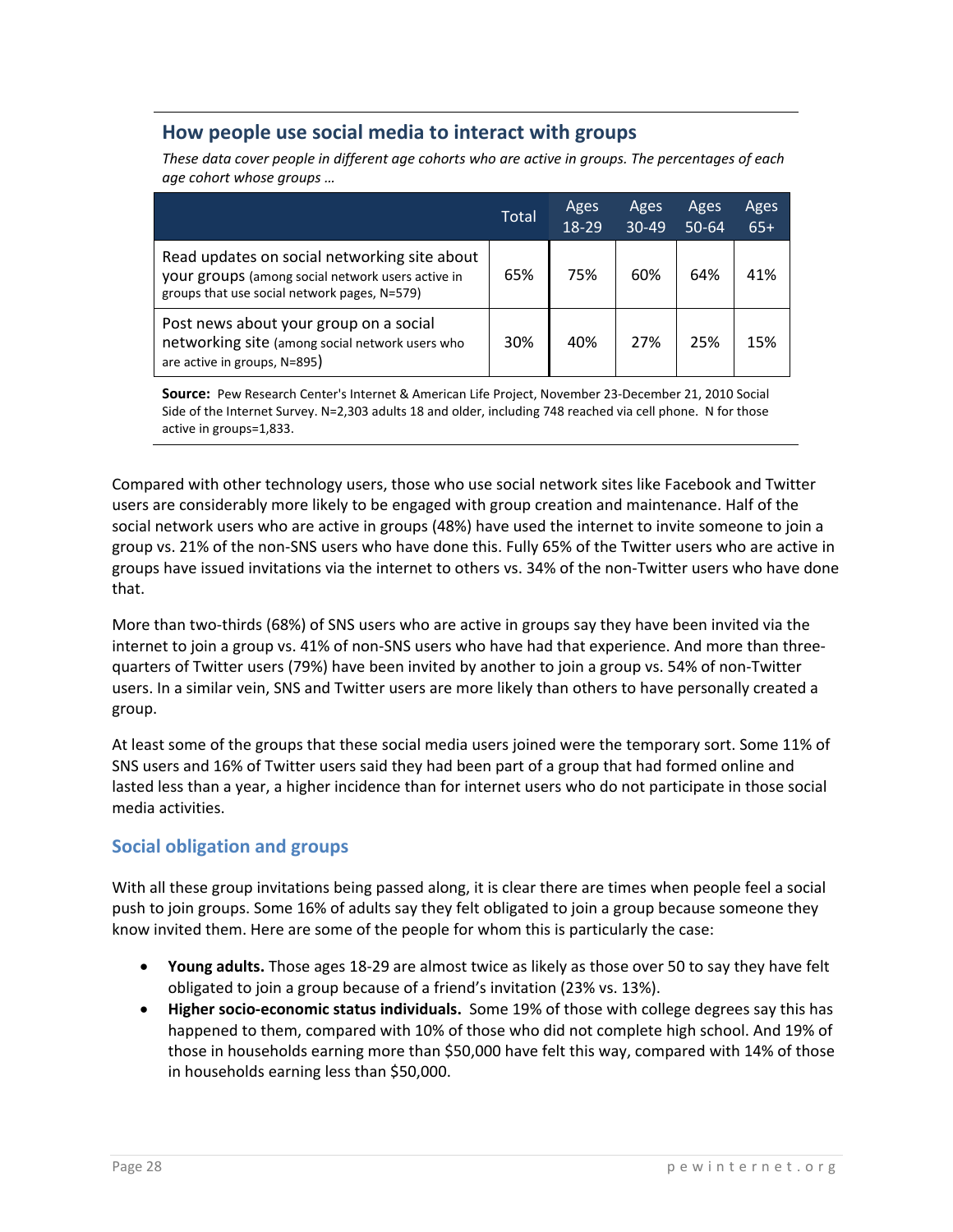## How people use social media to interact with groups

*These data cover people in different age cohorts who are active in groups. The percentages of each age cohort whose groups …*

| | Total | Ages 18-29 | Ages 30-49 | Ages 50-64 | Ages 65+ |
|---|---|---|---|---|---|
| Read updates on social networking site about your groups (among social network users active in groups that use social network pages, N=579) | 65% | 75% | 60% | 64% | 41% |
| Post news about your group on a social networking site (among social network users who are active in groups, N=895) | 30% | 40% | 27% | 25% | 15% |

**Source:** Pew Research Center's Internet & American Life Project, November 23-December 21, 2010 Social Side of the Internet Survey. N=2,303 adults 18 and older, including 748 reached via cell phone. N for those active in groups=1,833.

Compared with other technology users, those who use social network sites like Facebook and Twitter users are considerably more likely to be engaged with group creation and maintenance. Half of the social network users who are active in groups (48%) have used the internet to invite someone to join a group vs. 21% of the non-SNS users who have done this. Fully 65% of the Twitter users who are active in groups have issued invitations via the internet to others vs. 34% of the non-Twitter users who have done that.

More than two-thirds (68%) of SNS users who are active in groups say they have been invited via the internet to join a group vs. 41% of non-SNS users who have had that experience. And more than three-quarters of Twitter users (79%) have been invited by another to join a group vs. 54% of non-Twitter users. In a similar vein, SNS and Twitter users are more likely than others to have personally created a group.

At least some of the groups that these social media users joined were the temporary sort. Some 11% of SNS users and 16% of Twitter users said they had been part of a group that had formed online and lasted less than a year, a higher incidence than for internet users who do not participate in those social media activities.

### Social obligation and groups

With all these group invitations being passed along, it is clear there are times when people feel a social push to join groups. Some 16% of adults say they felt obligated to join a group because someone they know invited them. Here are some of the people for whom this is particularly the case:

- **Young adults.** Those ages 18-29 are almost twice as likely as those over 50 to say they have felt obligated to join a group because of a friend's invitation (23% vs. 13%).
- **Higher socio-economic status individuals.** Some 19% of those with college degrees say this has happened to them, compared with 10% of those who did not complete high school. And 19% of those in households earning more than $50,000 have felt this way, compared with 14% of those in households earning less than $50,000.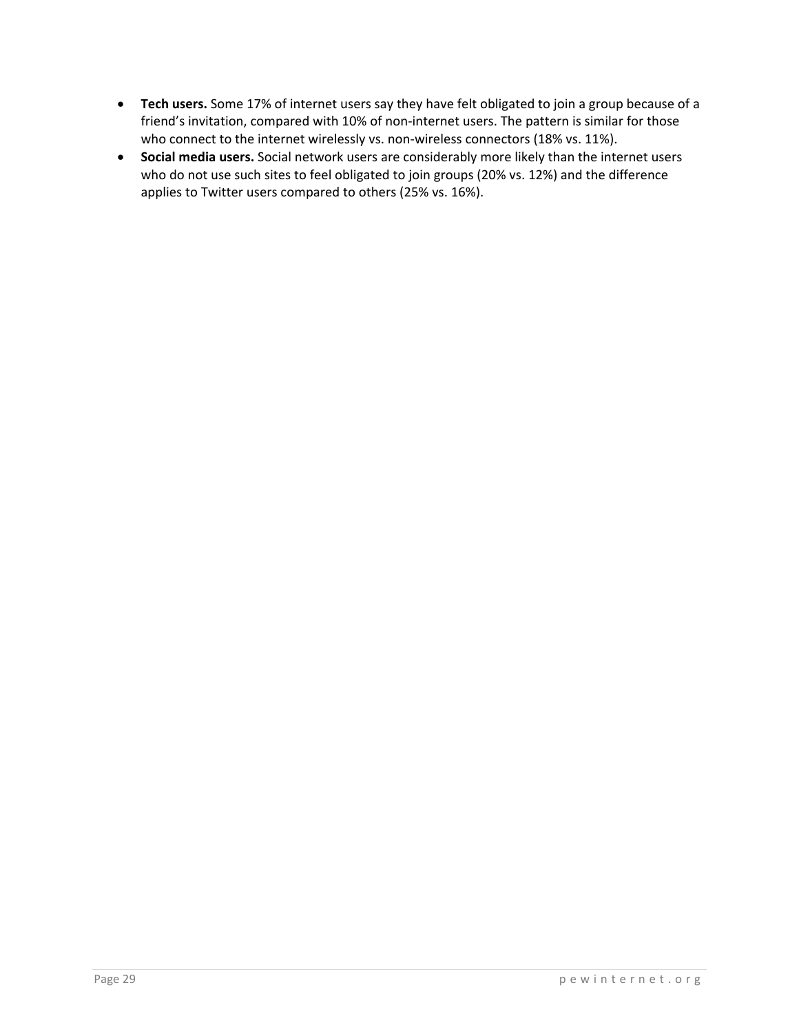- **Tech users.** Some 17% of internet users say they have felt obligated to join a group because of a friend's invitation, compared with 10% of non-internet users. The pattern is similar for those who connect to the internet wirelessly vs. non-wireless connectors (18% vs. 11%).
- **Social media users.** Social network users are considerably more likely than the internet users who do not use such sites to feel obligated to join groups (20% vs. 12%) and the difference applies to Twitter users compared to others (25% vs. 16%).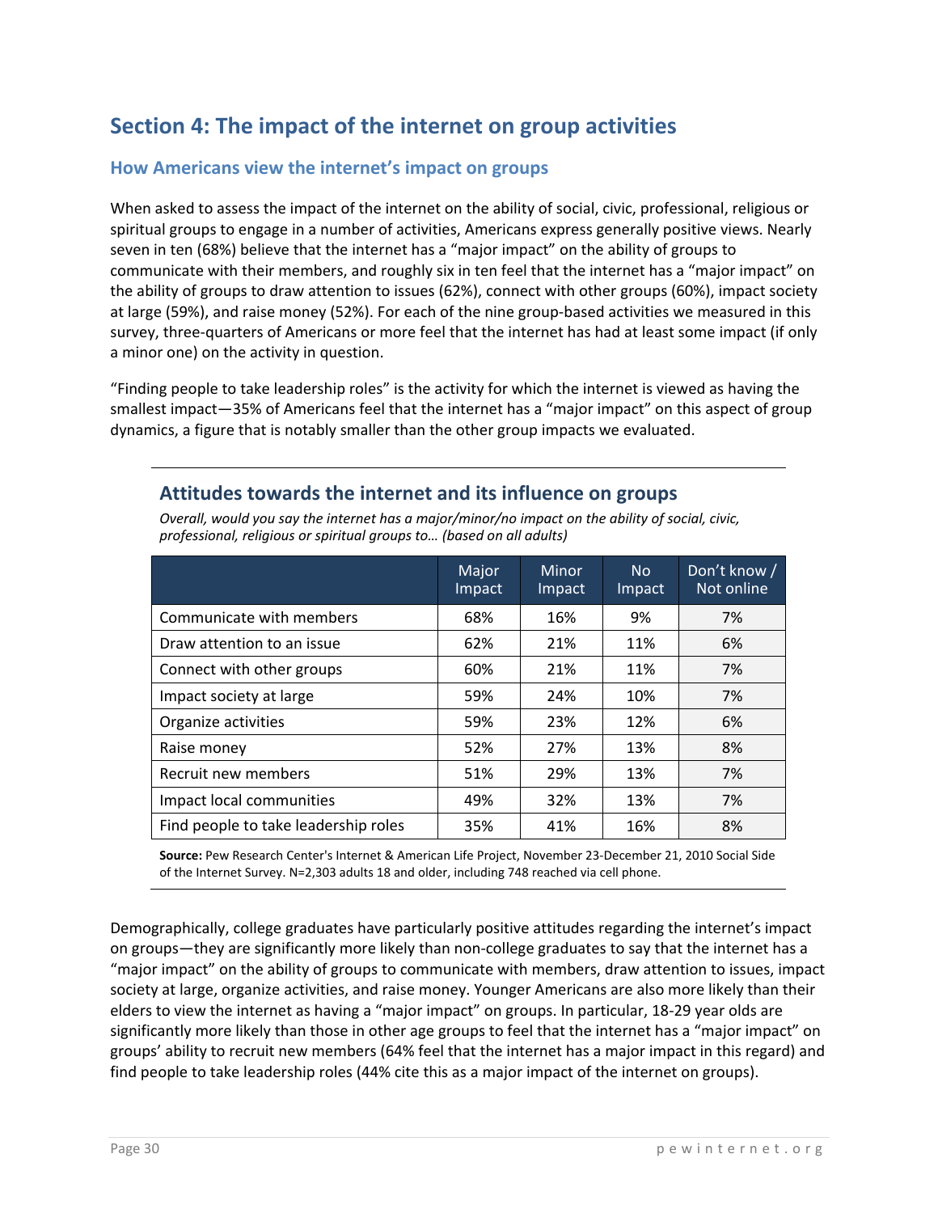## Section 4: The impact of the internet on group activities

### How Americans view the internet's impact on groups

When asked to assess the impact of the internet on the ability of social, civic, professional, religious or spiritual groups to engage in a number of activities, Americans express generally positive views. Nearly seven in ten (68%) believe that the internet has a "major impact" on the ability of groups to communicate with their members, and roughly six in ten feel that the internet has a "major impact" on the ability of groups to draw attention to issues (62%), connect with other groups (60%), impact society at large (59%), and raise money (52%). For each of the nine group-based activities we measured in this survey, three-quarters of Americans or more feel that the internet has had at least some impact (if only a minor one) on the activity in question.

"Finding people to take leadership roles" is the activity for which the internet is viewed as having the smallest impact—35% of Americans feel that the internet has a "major impact" on this aspect of group dynamics, a figure that is notably smaller than the other group impacts we evaluated.

#### Attitudes towards the internet and its influence on groups

*Overall, would you say the internet has a major/minor/no impact on the ability of social, civic, professional, religious or spiritual groups to… (based on all adults)*

| | Major Impact | Minor Impact | No Impact | Don't know / Not online |
|---|---|---|---|---|
| Communicate with members | 68% | 16% | 9% | 7% |
| Draw attention to an issue | 62% | 21% | 11% | 6% |
| Connect with other groups | 60% | 21% | 11% | 7% |
| Impact society at large | 59% | 24% | 10% | 7% |
| Organize activities | 59% | 23% | 12% | 6% |
| Raise money | 52% | 27% | 13% | 8% |
| Recruit new members | 51% | 29% | 13% | 7% |
| Impact local communities | 49% | 32% | 13% | 7% |
| Find people to take leadership roles | 35% | 41% | 16% | 8% |

**Source:** Pew Research Center's Internet & American Life Project, November 23-December 21, 2010 Social Side of the Internet Survey. N=2,303 adults 18 and older, including 748 reached via cell phone.

Demographically, college graduates have particularly positive attitudes regarding the internet's impact on groups—they are significantly more likely than non-college graduates to say that the internet has a "major impact" on the ability of groups to communicate with members, draw attention to issues, impact society at large, organize activities, and raise money. Younger Americans are also more likely than their elders to view the internet as having a "major impact" on groups. In particular, 18-29 year olds are significantly more likely than those in other age groups to feel that the internet has a "major impact" on groups' ability to recruit new members (64% feel that the internet has a major impact in this regard) and find people to take leadership roles (44% cite this as a major impact of the internet on groups).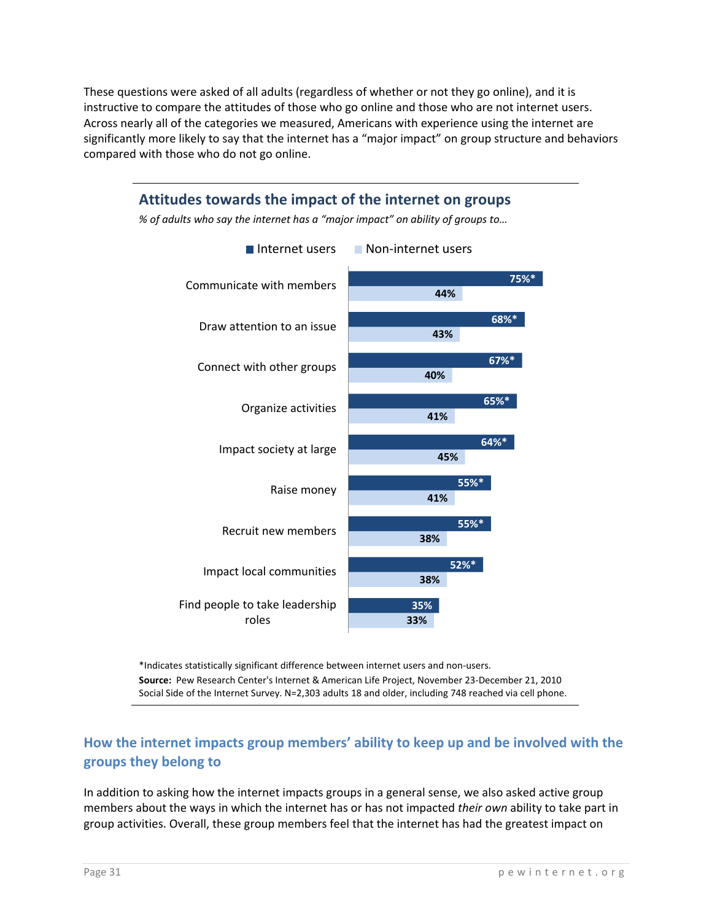These questions were asked of all adults (regardless of whether or not they go online), and it is instructive to compare the attitudes of those who go online and those who are not internet users. Across nearly all of the categories we measured, Americans with experience using the internet are significantly more likely to say that the internet has a "major impact" on group structure and behaviors compared with those who do not go online.

### Attitudes towards the impact of the internet on groups

*% of adults who say the internet has a "major impact" on ability of groups to…*

| | Internet users | Non-internet users |
|---|---|---|
| Communicate with members | 75%* | 44% |
| Draw attention to an issue | 68%* | 43% |
| Connect with other groups | 67%* | 40% |
| Organize activities | 65%* | 41% |
| Impact society at large | 64%* | 45% |
| Raise money | 55%* | 41% |
| Recruit new members | 55%* | 38% |
| Impact local communities | 52%* | 38% |
| Find people to take leadership roles | 35% | 33% |

*Indicates statistically significant difference between internet users and non-users.

**Source:** Pew Research Center's Internet & American Life Project, November 23-December 21, 2010 Social Side of the Internet Survey. N=2,303 adults 18 and older, including 748 reached via cell phone.

## How the internet impacts group members' ability to keep up and be involved with the groups they belong to

In addition to asking how the internet impacts groups in a general sense, we also asked active group members about the ways in which the internet has or has not impacted *their own* ability to take part in group activities. Overall, these group members feel that the internet has had the greatest impact on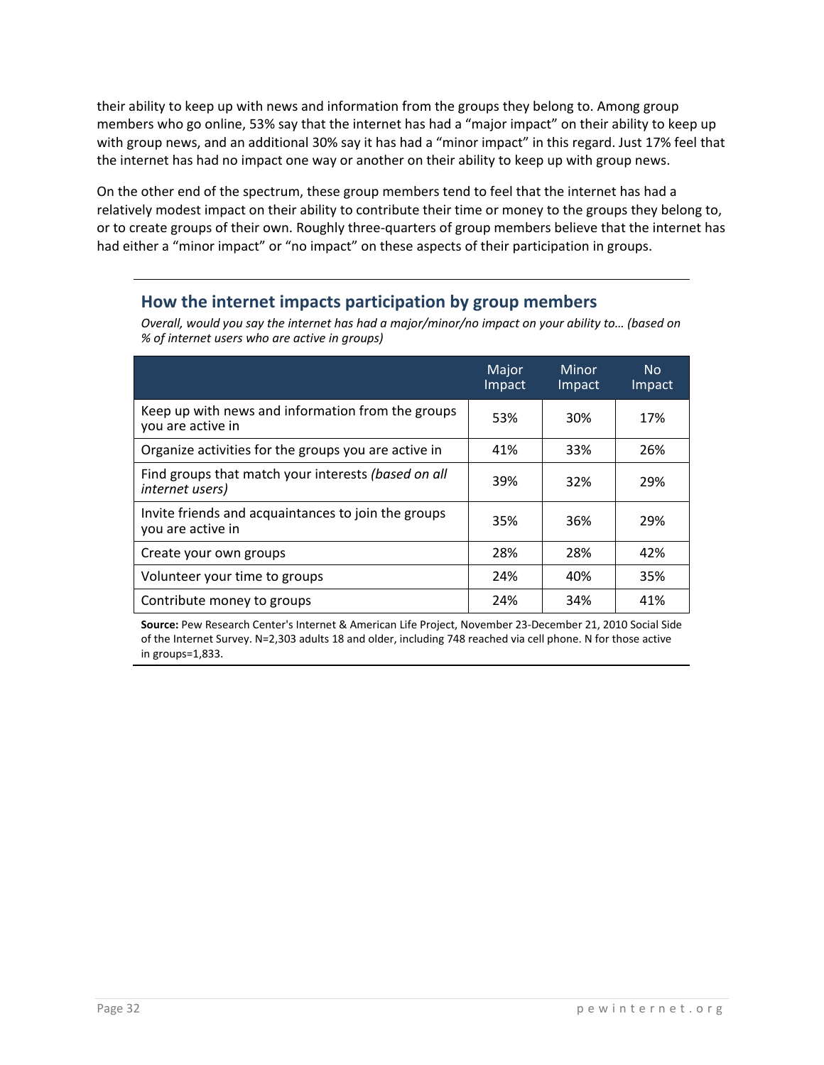their ability to keep up with news and information from the groups they belong to. Among group members who go online, 53% say that the internet has had a "major impact" on their ability to keep up with group news, and an additional 30% say it has had a "minor impact" in this regard. Just 17% feel that the internet has had no impact one way or another on their ability to keep up with group news.

On the other end of the spectrum, these group members tend to feel that the internet has had a relatively modest impact on their ability to contribute their time or money to the groups they belong to, or to create groups of their own. Roughly three-quarters of group members believe that the internet has had either a "minor impact" or "no impact" on these aspects of their participation in groups.

### How the internet impacts participation by group members

*Overall, would you say the internet has had a major/minor/no impact on your ability to… (based on % of internet users who are active in groups)*

| | Major Impact | Minor Impact | No Impact |
|---|---|---|---|
| Keep up with news and information from the groups you are active in | 53% | 30% | 17% |
| Organize activities for the groups you are active in | 41% | 33% | 26% |
| Find groups that match your interests *(based on all internet users)* | 39% | 32% | 29% |
| Invite friends and acquaintances to join the groups you are active in | 35% | 36% | 29% |
| Create your own groups | 28% | 28% | 42% |
| Volunteer your time to groups | 24% | 40% | 35% |
| Contribute money to groups | 24% | 34% | 41% |

**Source:** Pew Research Center's Internet & American Life Project, November 23-December 21, 2010 Social Side of the Internet Survey. N=2,303 adults 18 and older, including 748 reached via cell phone. N for those active in groups=1,833.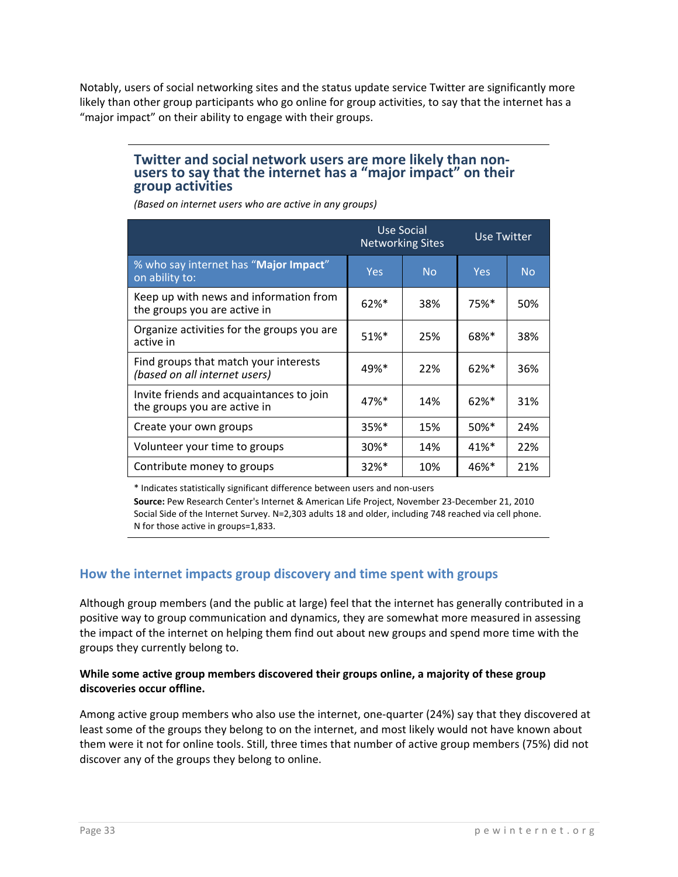Notably, users of social networking sites and the status update service Twitter are significantly more likely than other group participants who go online for group activities, to say that the internet has a "major impact" on their ability to engage with their groups.

### Twitter and social network users are more likely than non-users to say that the internet has a "major impact" on their group activities

*(Based on internet users who are active in any groups)*

| | Use Social Networking Sites | | Use Twitter | |
|---|---|---|---|---|
| % who say internet has "**Major Impact**" on ability to: | Yes | No | Yes | No |
| Keep up with news and information from the groups you are active in | 62%* | 38% | 75%* | 50% |
| Organize activities for the groups you are active in | 51%* | 25% | 68%* | 38% |
| Find groups that match your interests *(based on all internet users)* | 49%* | 22% | 62%* | 36% |
| Invite friends and acquaintances to join the groups you are active in | 47%* | 14% | 62%* | 31% |
| Create your own groups | 35%* | 15% | 50%* | 24% |
| Volunteer your time to groups | 30%* | 14% | 41%* | 22% |
| Contribute money to groups | 32%* | 10% | 46%* | 21% |

\* Indicates statistically significant difference between users and non-users

**Source:** Pew Research Center's Internet & American Life Project, November 23-December 21, 2010 Social Side of the Internet Survey. N=2,303 adults 18 and older, including 748 reached via cell phone. N for those active in groups=1,833.

## How the internet impacts group discovery and time spent with groups

Although group members (and the public at large) feel that the internet has generally contributed in a positive way to group communication and dynamics, they are somewhat more measured in assessing the impact of the internet on helping them find out about new groups and spend more time with the groups they currently belong to.

**While some active group members discovered their groups online, a majority of these group discoveries occur offline.**

Among active group members who also use the internet, one-quarter (24%) say that they discovered at least some of the groups they belong to on the internet, and most likely would not have known about them were it not for online tools. Still, three times that number of active group members (75%) did not discover any of the groups they belong to online.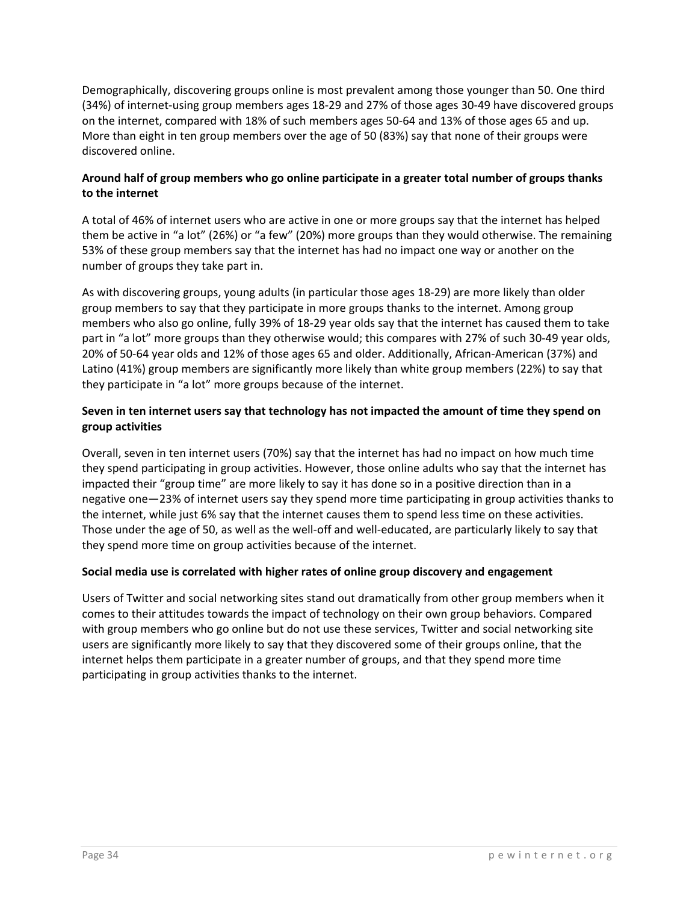Demographically, discovering groups online is most prevalent among those younger than 50. One third (34%) of internet-using group members ages 18-29 and 27% of those ages 30-49 have discovered groups on the internet, compared with 18% of such members ages 50-64 and 13% of those ages 65 and up. More than eight in ten group members over the age of 50 (83%) say that none of their groups were discovered online.

**Around half of group members who go online participate in a greater total number of groups thanks to the internet**

A total of 46% of internet users who are active in one or more groups say that the internet has helped them be active in “a lot” (26%) or “a few” (20%) more groups than they would otherwise. The remaining 53% of these group members say that the internet has had no impact one way or another on the number of groups they take part in.

As with discovering groups, young adults (in particular those ages 18-29) are more likely than older group members to say that they participate in more groups thanks to the internet. Among group members who also go online, fully 39% of 18-29 year olds say that the internet has caused them to take part in “a lot” more groups than they otherwise would; this compares with 27% of such 30-49 year olds, 20% of 50-64 year olds and 12% of those ages 65 and older. Additionally, African-American (37%) and Latino (41%) group members are significantly more likely than white group members (22%) to say that they participate in “a lot” more groups because of the internet.

**Seven in ten internet users say that technology has not impacted the amount of time they spend on group activities**

Overall, seven in ten internet users (70%) say that the internet has had no impact on how much time they spend participating in group activities. However, those online adults who say that the internet has impacted their “group time” are more likely to say it has done so in a positive direction than in a negative one—23% of internet users say they spend more time participating in group activities thanks to the internet, while just 6% say that the internet causes them to spend less time on these activities. Those under the age of 50, as well as the well-off and well-educated, are particularly likely to say that they spend more time on group activities because of the internet.

**Social media use is correlated with higher rates of online group discovery and engagement**

Users of Twitter and social networking sites stand out dramatically from other group members when it comes to their attitudes towards the impact of technology on their own group behaviors. Compared with group members who go online but do not use these services, Twitter and social networking site users are significantly more likely to say that they discovered some of their groups online, that the internet helps them participate in a greater number of groups, and that they spend more time participating in group activities thanks to the internet.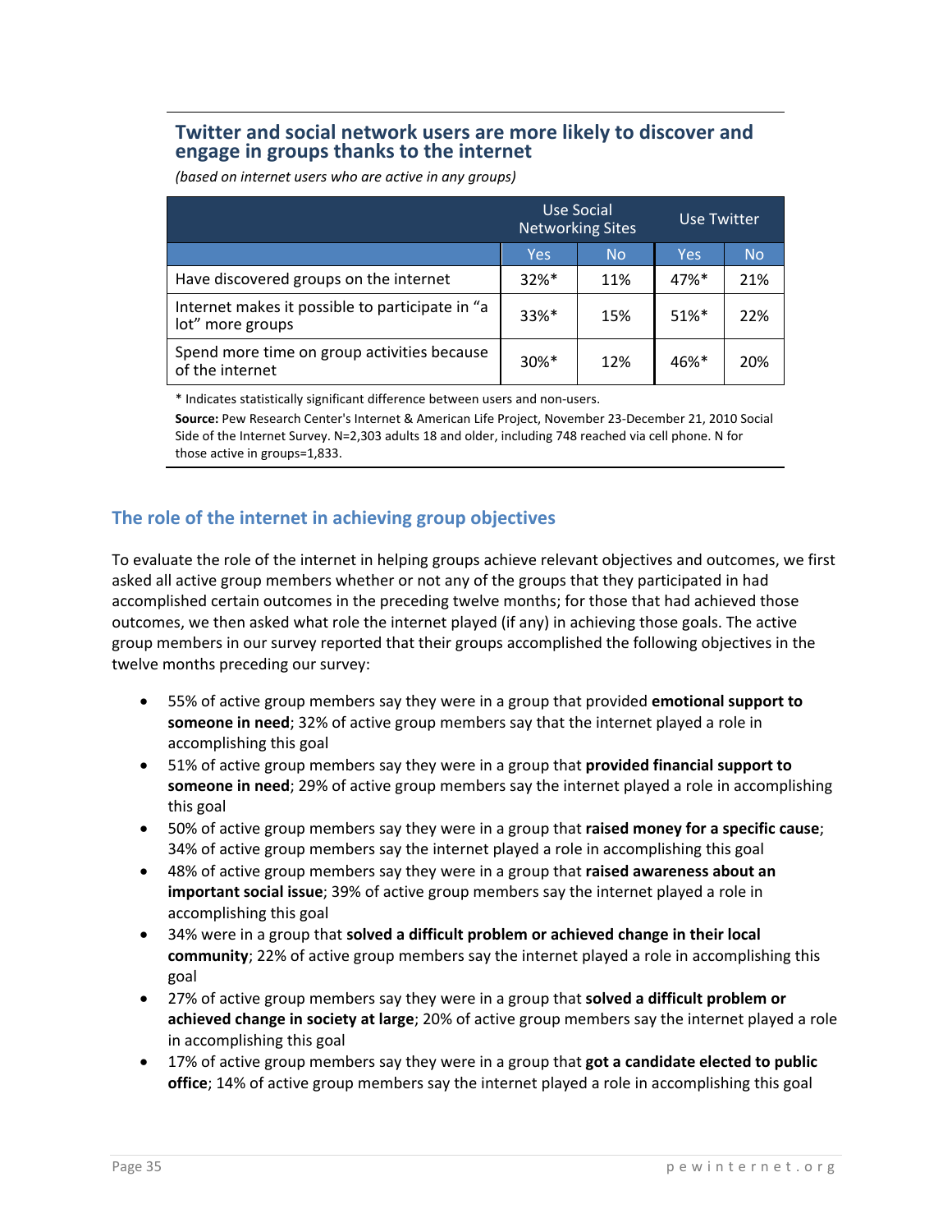### Twitter and social network users are more likely to discover and engage in groups thanks to the internet

*(based on internet users who are active in any groups)*

| | Use Social Networking Sites | | Use Twitter | |
|---|---|---|---|---|
| | Yes | No | Yes | No |
| Have discovered groups on the internet | 32%* | 11% | 47%* | 21% |
| Internet makes it possible to participate in "a lot" more groups | 33%* | 15% | 51%* | 22% |
| Spend more time on group activities because of the internet | 30%* | 12% | 46%* | 20% |

\* Indicates statistically significant difference between users and non-users.

**Source:** Pew Research Center's Internet & American Life Project, November 23-December 21, 2010 Social Side of the Internet Survey. N=2,303 adults 18 and older, including 748 reached via cell phone. N for those active in groups=1,833.

## The role of the internet in achieving group objectives

To evaluate the role of the internet in helping groups achieve relevant objectives and outcomes, we first asked all active group members whether or not any of the groups that they participated in had accomplished certain outcomes in the preceding twelve months; for those that had achieved those outcomes, we then asked what role the internet played (if any) in achieving those goals. The active group members in our survey reported that their groups accomplished the following objectives in the twelve months preceding our survey:

- 55% of active group members say they were in a group that provided **emotional support to someone in need**; 32% of active group members say that the internet played a role in accomplishing this goal
- 51% of active group members say they were in a group that **provided financial support to someone in need**; 29% of active group members say the internet played a role in accomplishing this goal
- 50% of active group members say they were in a group that **raised money for a specific cause**; 34% of active group members say the internet played a role in accomplishing this goal
- 48% of active group members say they were in a group that **raised awareness about an important social issue**; 39% of active group members say the internet played a role in accomplishing this goal
- 34% were in a group that **solved a difficult problem or achieved change in their local community**; 22% of active group members say the internet played a role in accomplishing this goal
- 27% of active group members say they were in a group that **solved a difficult problem or achieved change in society at large**; 20% of active group members say the internet played a role in accomplishing this goal
- 17% of active group members say they were in a group that **got a candidate elected to public office**; 14% of active group members say the internet played a role in accomplishing this goal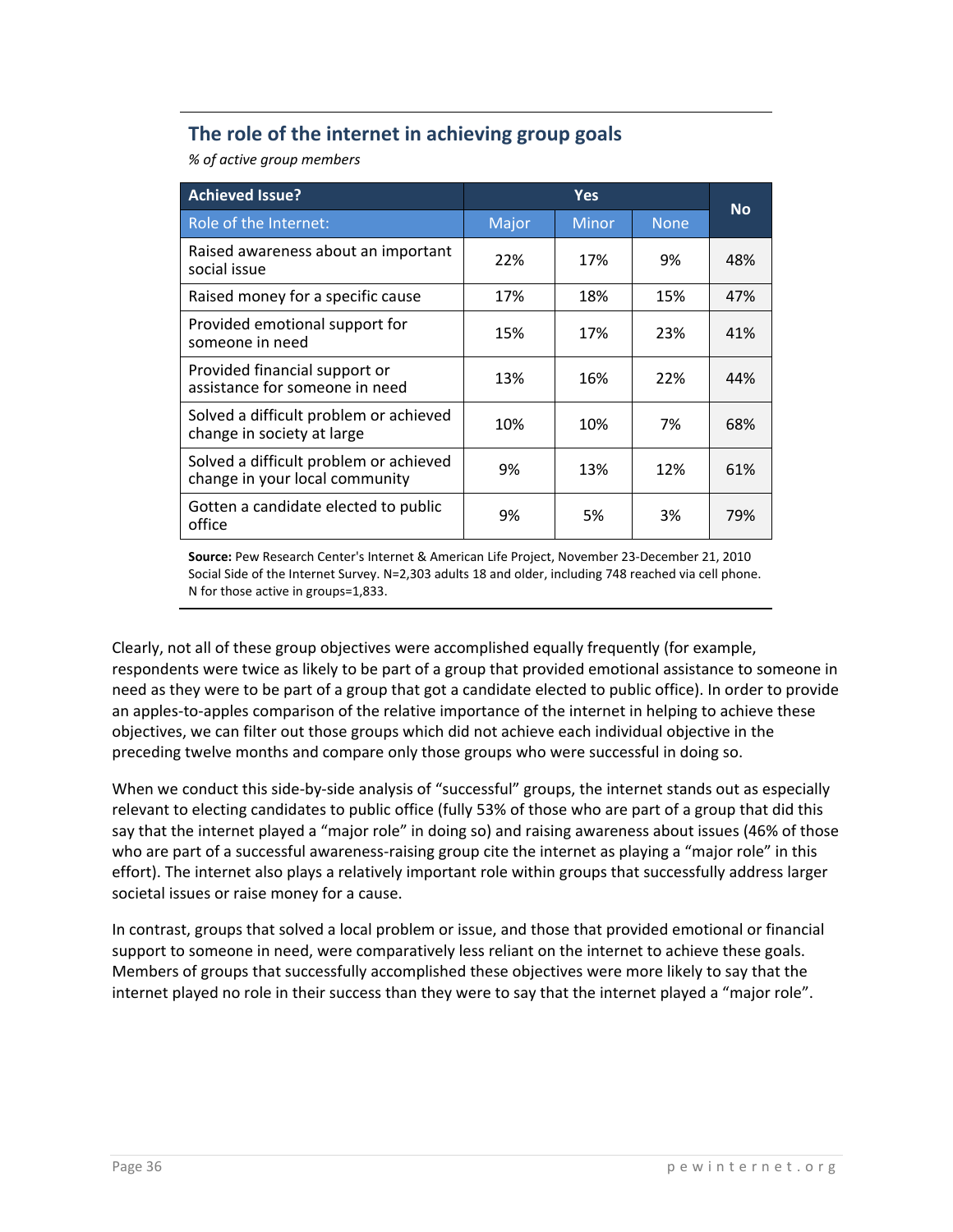## The role of the internet in achieving group goals

*% of active group members*

| Achieved Issue? | Yes | | | No |
|---|---|---|---|---|
| Role of the Internet: | Major | Minor | None | |
| Raised awareness about an important social issue | 22% | 17% | 9% | 48% |
| Raised money for a specific cause | 17% | 18% | 15% | 47% |
| Provided emotional support for someone in need | 15% | 17% | 23% | 41% |
| Provided financial support or assistance for someone in need | 13% | 16% | 22% | 44% |
| Solved a difficult problem or achieved change in society at large | 10% | 10% | 7% | 68% |
| Solved a difficult problem or achieved change in your local community | 9% | 13% | 12% | 61% |
| Gotten a candidate elected to public office | 9% | 5% | 3% | 79% |

**Source:** Pew Research Center's Internet & American Life Project, November 23-December 21, 2010 Social Side of the Internet Survey. N=2,303 adults 18 and older, including 748 reached via cell phone. N for those active in groups=1,833.

Clearly, not all of these group objectives were accomplished equally frequently (for example, respondents were twice as likely to be part of a group that provided emotional assistance to someone in need as they were to be part of a group that got a candidate elected to public office). In order to provide an apples-to-apples comparison of the relative importance of the internet in helping to achieve these objectives, we can filter out those groups which did not achieve each individual objective in the preceding twelve months and compare only those groups who were successful in doing so.

When we conduct this side-by-side analysis of "successful" groups, the internet stands out as especially relevant to electing candidates to public office (fully 53% of those who are part of a group that did this say that the internet played a "major role" in doing so) and raising awareness about issues (46% of those who are part of a successful awareness-raising group cite the internet as playing a "major role" in this effort). The internet also plays a relatively important role within groups that successfully address larger societal issues or raise money for a cause.

In contrast, groups that solved a local problem or issue, and those that provided emotional or financial support to someone in need, were comparatively less reliant on the internet to achieve these goals. Members of groups that successfully accomplished these objectives were more likely to say that the internet played no role in their success than they were to say that the internet played a "major role".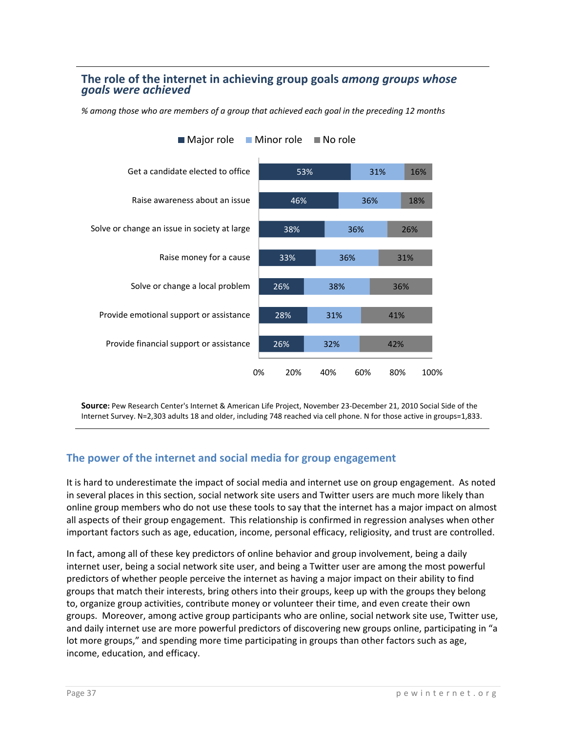### The role of the internet in achieving group goals *among groups whose goals were achieved*

*% among those who are members of a group that achieved each goal in the preceding 12 months*

| | Major role | Minor role | No role |
|---|---|---|---|
| Get a candidate elected to office | 53% | 31% | 16% |
| Raise awareness about an issue | 46% | 36% | 18% |
| Solve or change an issue in society at large | 38% | 36% | 26% |
| Raise money for a cause | 33% | 36% | 31% |
| Solve or change a local problem | 26% | 38% | 36% |
| Provide emotional support or assistance | 28% | 31% | 41% |
| Provide financial support or assistance | 26% | 32% | 42% |

**Source:** Pew Research Center's Internet & American Life Project, November 23-December 21, 2010 Social Side of the Internet Survey. N=2,303 adults 18 and older, including 748 reached via cell phone. N for those active in groups=1,833.

## The power of the internet and social media for group engagement

It is hard to underestimate the impact of social media and internet use on group engagement. As noted in several places in this section, social network site users and Twitter users are much more likely than online group members who do not use these tools to say that the internet has a major impact on almost all aspects of their group engagement. This relationship is confirmed in regression analyses when other important factors such as age, education, income, personal efficacy, religiosity, and trust are controlled.

In fact, among all of these key predictors of online behavior and group involvement, being a daily internet user, being a social network site user, and being a Twitter user are among the most powerful predictors of whether people perceive the internet as having a major impact on their ability to find groups that match their interests, bring others into their groups, keep up with the groups they belong to, organize group activities, contribute money or volunteer their time, and even create their own groups. Moreover, among active group participants who are online, social network site use, Twitter use, and daily internet use are more powerful predictors of discovering new groups online, participating in "a lot more groups," and spending more time participating in groups than other factors such as age, income, education, and efficacy.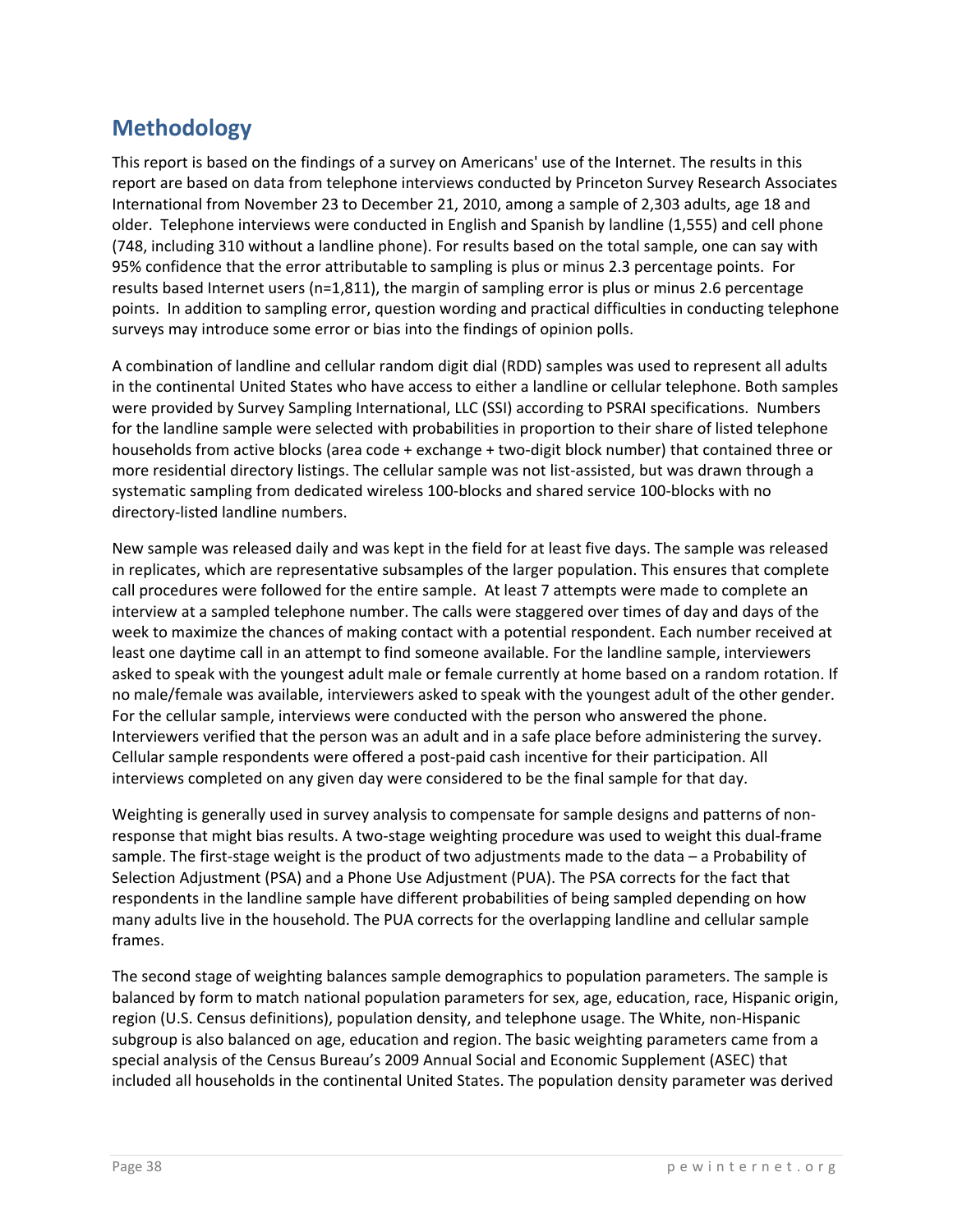## Methodology

This report is based on the findings of a survey on Americans' use of the Internet. The results in this report are based on data from telephone interviews conducted by Princeton Survey Research Associates International from November 23 to December 21, 2010, among a sample of 2,303 adults, age 18 and older. Telephone interviews were conducted in English and Spanish by landline (1,555) and cell phone (748, including 310 without a landline phone). For results based on the total sample, one can say with 95% confidence that the error attributable to sampling is plus or minus 2.3 percentage points. For results based Internet users (n=1,811), the margin of sampling error is plus or minus 2.6 percentage points. In addition to sampling error, question wording and practical difficulties in conducting telephone surveys may introduce some error or bias into the findings of opinion polls.

A combination of landline and cellular random digit dial (RDD) samples was used to represent all adults in the continental United States who have access to either a landline or cellular telephone. Both samples were provided by Survey Sampling International, LLC (SSI) according to PSRAI specifications. Numbers for the landline sample were selected with probabilities in proportion to their share of listed telephone households from active blocks (area code + exchange + two-digit block number) that contained three or more residential directory listings. The cellular sample was not list-assisted, but was drawn through a systematic sampling from dedicated wireless 100-blocks and shared service 100-blocks with no directory-listed landline numbers.

New sample was released daily and was kept in the field for at least five days. The sample was released in replicates, which are representative subsamples of the larger population. This ensures that complete call procedures were followed for the entire sample. At least 7 attempts were made to complete an interview at a sampled telephone number. The calls were staggered over times of day and days of the week to maximize the chances of making contact with a potential respondent. Each number received at least one daytime call in an attempt to find someone available. For the landline sample, interviewers asked to speak with the youngest adult male or female currently at home based on a random rotation. If no male/female was available, interviewers asked to speak with the youngest adult of the other gender. For the cellular sample, interviews were conducted with the person who answered the phone. Interviewers verified that the person was an adult and in a safe place before administering the survey. Cellular sample respondents were offered a post-paid cash incentive for their participation. All interviews completed on any given day were considered to be the final sample for that day.

Weighting is generally used in survey analysis to compensate for sample designs and patterns of non-response that might bias results. A two-stage weighting procedure was used to weight this dual-frame sample. The first-stage weight is the product of two adjustments made to the data – a Probability of Selection Adjustment (PSA) and a Phone Use Adjustment (PUA). The PSA corrects for the fact that respondents in the landline sample have different probabilities of being sampled depending on how many adults live in the household. The PUA corrects for the overlapping landline and cellular sample frames.

The second stage of weighting balances sample demographics to population parameters. The sample is balanced by form to match national population parameters for sex, age, education, race, Hispanic origin, region (U.S. Census definitions), population density, and telephone usage. The White, non-Hispanic subgroup is also balanced on age, education and region. The basic weighting parameters came from a special analysis of the Census Bureau's 2009 Annual Social and Economic Supplement (ASEC) that included all households in the continental United States. The population density parameter was derived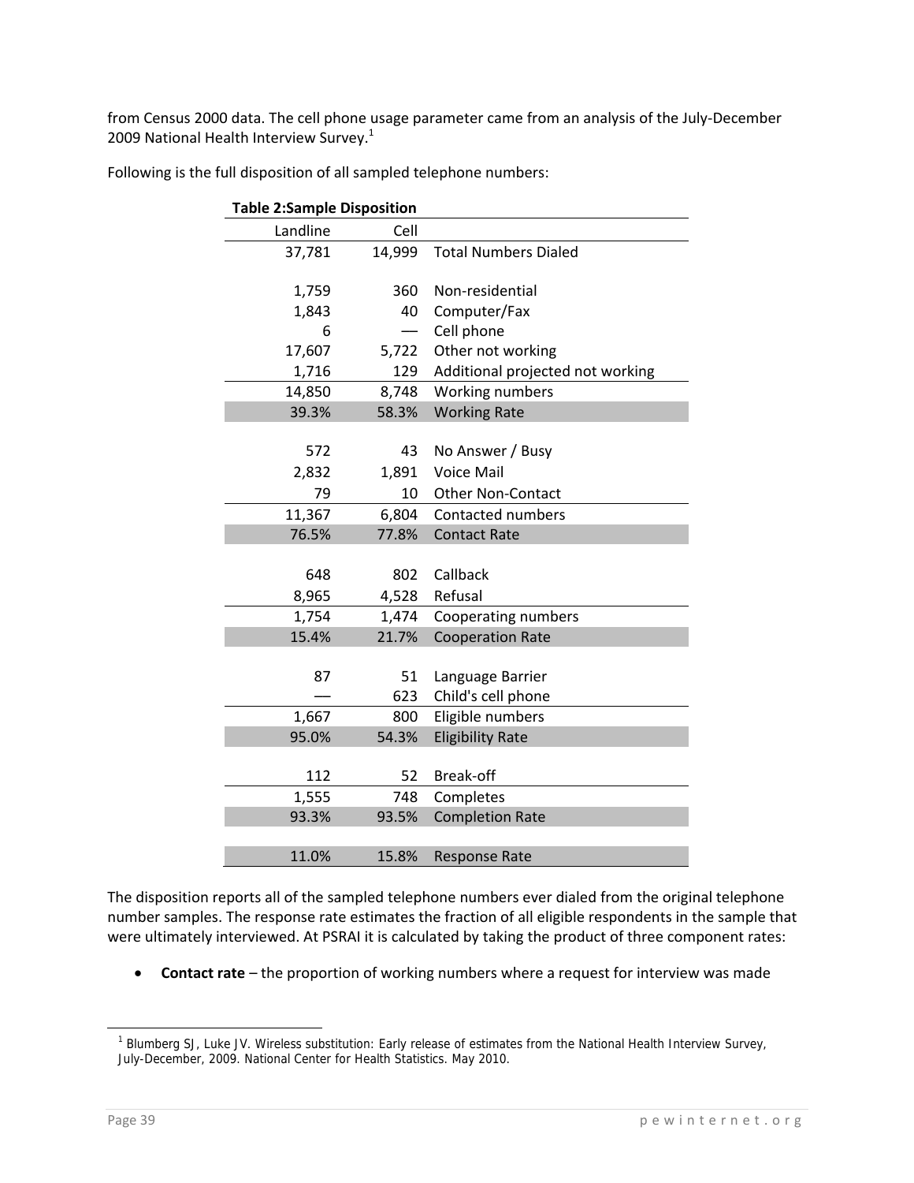from Census 2000 data. The cell phone usage parameter came from an analysis of the July-December 2009 National Health Interview Survey.[1]

Following is the full disposition of all sampled telephone numbers:

**Table 2:Sample Disposition**

| Landline | Cell | |
|---|---|---|
| 37,781 | 14,999 | Total Numbers Dialed |
| | | |
| 1,759 | 360 | Non-residential |
| 1,843 | 40 | Computer/Fax |
| 6 | — | Cell phone |
| 17,607 | 5,722 | Other not working |
| 1,716 | 129 | Additional projected not working |
| 14,850 | 8,748 | Working numbers |
| 39.3% | 58.3% | Working Rate |
| | | |
| 572 | 43 | No Answer / Busy |
| 2,832 | 1,891 | Voice Mail |
| 79 | 10 | Other Non-Contact |
| 11,367 | 6,804 | Contacted numbers |
| 76.5% | 77.8% | Contact Rate |
| | | |
| 648 | 802 | Callback |
| 8,965 | 4,528 | Refusal |
| 1,754 | 1,474 | Cooperating numbers |
| 15.4% | 21.7% | Cooperation Rate |
| | | |
| 87 | 51 | Language Barrier |
| — | 623 | Child's cell phone |
| 1,667 | 800 | Eligible numbers |
| 95.0% | 54.3% | Eligibility Rate |
| | | |
| 112 | 52 | Break-off |
| 1,555 | 748 | Completes |
| 93.3% | 93.5% | Completion Rate |
| | | |
| 11.0% | 15.8% | Response Rate |

The disposition reports all of the sampled telephone numbers ever dialed from the original telephone number samples. The response rate estimates the fraction of all eligible respondents in the sample that were ultimately interviewed. At PSRAI it is calculated by taking the product of three component rates:

- **Contact rate** – the proportion of working numbers where a request for interview was made

[1] Blumberg SJ, Luke JV. Wireless substitution: Early release of estimates from the National Health Interview Survey, July-December, 2009. National Center for Health Statistics. May 2010.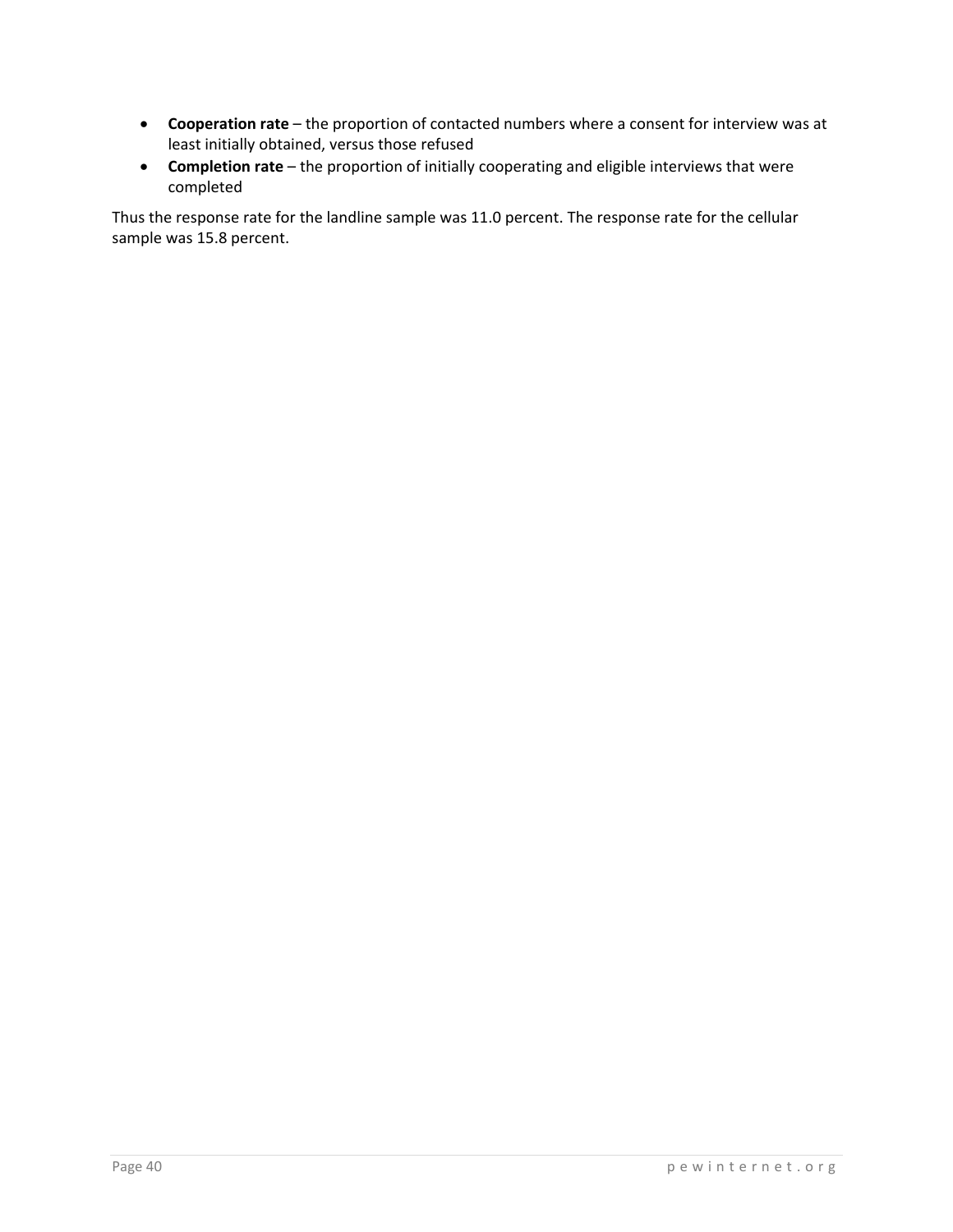- **Cooperation rate** – the proportion of contacted numbers where a consent for interview was at least initially obtained, versus those refused
- **Completion rate** – the proportion of initially cooperating and eligible interviews that were completed

Thus the response rate for the landline sample was 11.0 percent. The response rate for the cellular sample was 15.8 percent.